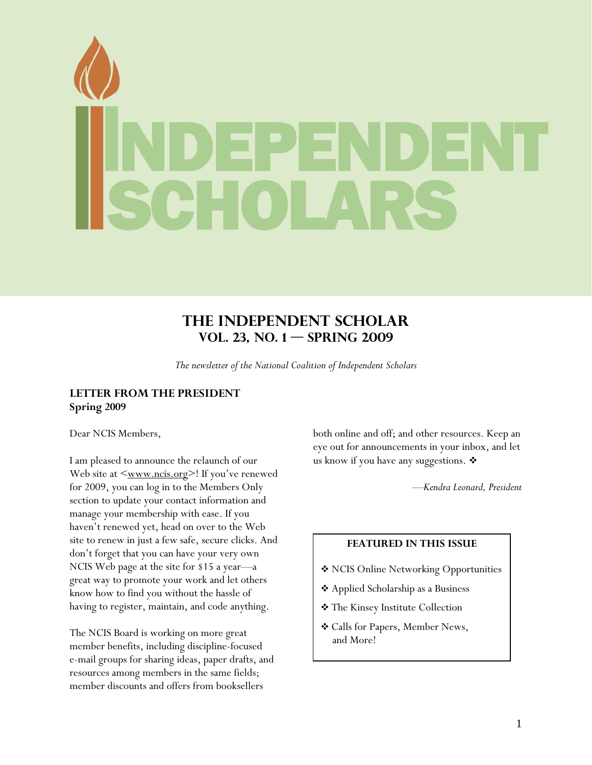# INDEPENDENT SCHOLARS

## THE INDEPENDENT SCHOLAR
## VOL. 23, NO. 1 — SPRING 2009

*The newsletter of the National Coalition of Independent Scholars*

### LETTER FROM THE PRESIDENT
**Spring 2009**

Dear NCIS Members,

I am pleased to announce the relaunch of our Web site at <www.ncis.org>! If you've renewed for 2009, you can log in to the Members Only section to update your contact information and manage your membership with ease. If you haven't renewed yet, head on over to the Web site to renew in just a few safe, secure clicks. And don't forget that you can have your very own NCIS Web page at the site for $15 a year—a great way to promote your work and let others know how to find you without the hassle of having to register, maintain, and code anything.

The NCIS Board is working on more great member benefits, including discipline-focused e-mail groups for sharing ideas, paper drafts, and resources among members in the same fields; member discounts and offers from booksellers both online and off; and other resources. Keep an eye out for announcements in your inbox, and let us know if you have any suggestions. ❖

*—Kendra Leonard, President*

**FEATURED IN THIS ISSUE**

- ❖ NCIS Online Networking Opportunities
- ❖ Applied Scholarship as a Business
- ❖ The Kinsey Institute Collection
- ❖ Calls for Papers, Member News, and More!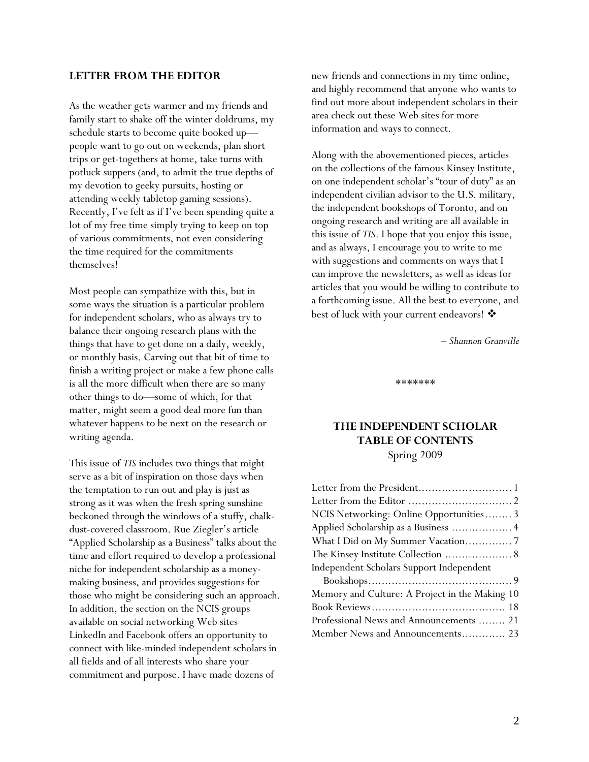## LETTER FROM THE EDITOR

As the weather gets warmer and my friends and family start to shake off the winter doldrums, my schedule starts to become quite booked up—people want to go out on weekends, plan short trips or get-togethers at home, take turns with potluck suppers (and, to admit the true depths of my devotion to geeky pursuits, hosting or attending weekly tabletop gaming sessions). Recently, I've felt as if I've been spending quite a lot of my free time simply trying to keep on top of various commitments, not even considering the time required for the commitments themselves!

Most people can sympathize with this, but in some ways the situation is a particular problem for independent scholars, who as always try to balance their ongoing research plans with the things that have to get done on a daily, weekly, or monthly basis. Carving out that bit of time to finish a writing project or make a few phone calls is all the more difficult when there are so many other things to do—some of which, for that matter, might seem a good deal more fun than whatever happens to be next on the research or writing agenda.

This issue of *TIS* includes two things that might serve as a bit of inspiration on those days when the temptation to run out and play is just as strong as it was when the fresh spring sunshine beckoned through the windows of a stuffy, chalk-dust-covered classroom. Rue Ziegler's article "Applied Scholarship as a Business" talks about the time and effort required to develop a professional niche for independent scholarship as a money-making business, and provides suggestions for those who might be considering such an approach. In addition, the section on the NCIS groups available on social networking Web sites LinkedIn and Facebook offers an opportunity to connect with like-minded independent scholars in all fields and of all interests who share your commitment and purpose. I have made dozens of new friends and connections in my time online, and highly recommend that anyone who wants to find out more about independent scholars in their area check out these Web sites for more information and ways to connect.

Along with the abovementioned pieces, articles on the collections of the famous Kinsey Institute, on one independent scholar's "tour of duty" as an independent civilian advisor to the U.S. military, the independent bookshops of Toronto, and on ongoing research and writing are all available in this issue of *TIS*. I hope that you enjoy this issue, and as always, I encourage you to write to me with suggestions and comments on ways that I can improve the newsletters, as well as ideas for articles that you would be willing to contribute to a forthcoming issue. All the best to everyone, and best of luck with your current endeavors! ❖

*– Shannon Granville*

*******

## THE INDEPENDENT SCHOLAR TABLE OF CONTENTS

Spring 2009

| | |
|---|---|
| Letter from the President | 1 |
| Letter from the Editor | 2 |
| NCIS Networking: Online Opportunities | 3 |
| Applied Scholarship as a Business | 4 |
| What I Did on My Summer Vacation | 7 |
| The Kinsey Institute Collection | 8 |
| Independent Scholars Support Independent Bookshops | 9 |
| Memory and Culture: A Project in the Making | 10 |
| Book Reviews | 18 |
| Professional News and Announcements | 21 |
| Member News and Announcements | 23 |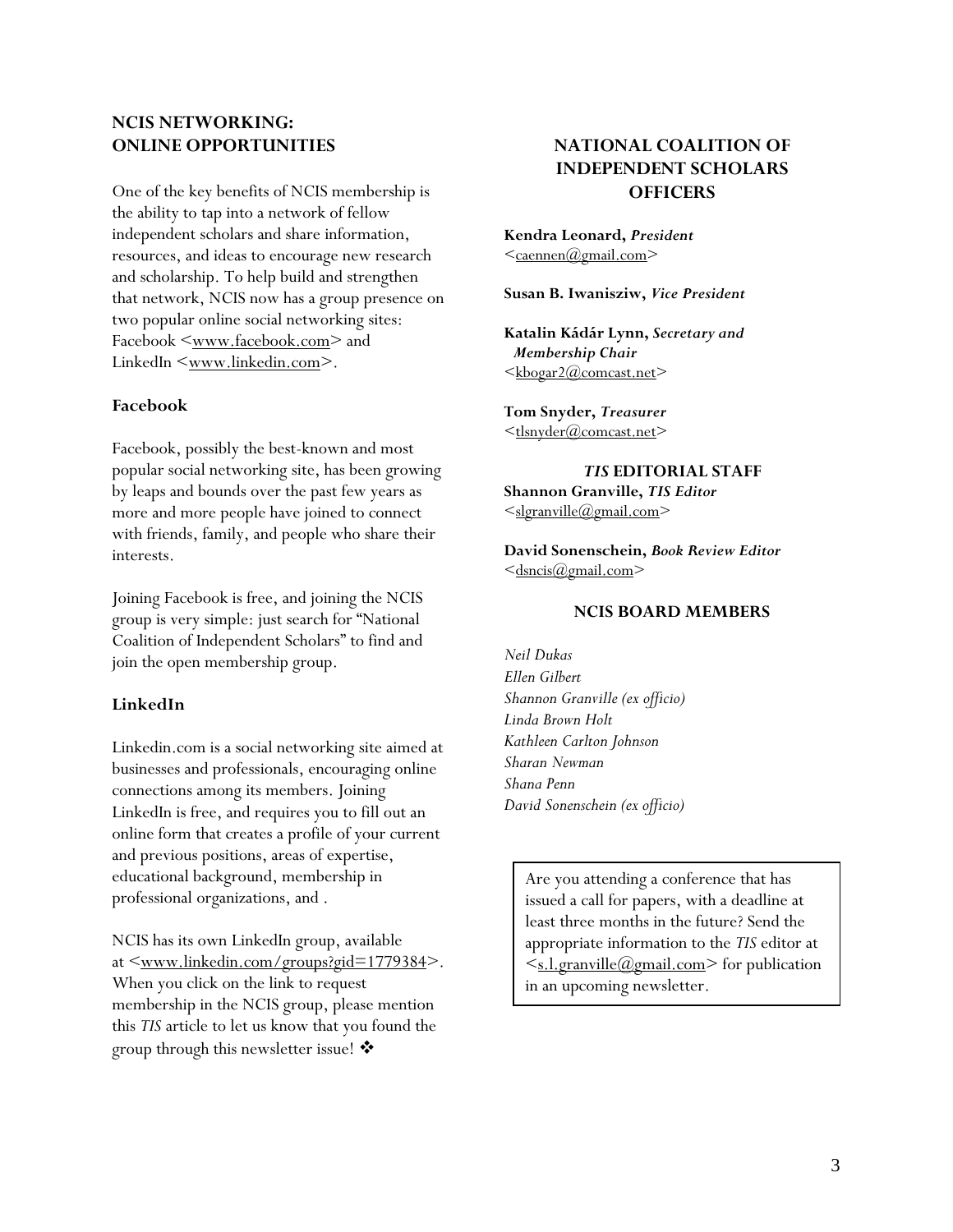## NCIS NETWORKING: ONLINE OPPORTUNITIES

One of the key benefits of NCIS membership is the ability to tap into a network of fellow independent scholars and share information, resources, and ideas to encourage new research and scholarship. To help build and strengthen that network, NCIS now has a group presence on two popular online social networking sites: Facebook <www.facebook.com> and LinkedIn <www.linkedin.com>.

### Facebook

Facebook, possibly the best-known and most popular social networking site, has been growing by leaps and bounds over the past few years as more and more people have joined to connect with friends, family, and people who share their interests.

Joining Facebook is free, and joining the NCIS group is very simple: just search for "National Coalition of Independent Scholars" to find and join the open membership group.

### LinkedIn

Linkedin.com is a social networking site aimed at businesses and professionals, encouraging online connections among its members. Joining LinkedIn is free, and requires you to fill out an online form that creates a profile of your current and previous positions, areas of expertise, educational background, membership in professional organizations, and .

NCIS has its own LinkedIn group, available at <www.linkedin.com/groups?gid=1779384>. When you click on the link to request membership in the NCIS group, please mention this *TIS* article to let us know that you found the group through this newsletter issue! ❖

## NATIONAL COALITION OF INDEPENDENT SCHOLARS OFFICERS

**Kendra Leonard,** ***President***
<caennen@gmail.com>

**Susan B. Iwanisziw,** ***Vice President***

**Katalin Kádár Lynn,** ***Secretary and Membership Chair***
<kbogar2@comcast.net>

**Tom Snyder,** ***Treasurer***
<tlsnyder@comcast.net>

### *TIS* EDITORIAL STAFF

**Shannon Granville,** ***TIS Editor***
<slgranville@gmail.com>

**David Sonenschein,** ***Book Review Editor***
<dsncis@gmail.com>

### NCIS BOARD MEMBERS

*Neil Dukas*
*Ellen Gilbert*
*Shannon Granville (ex officio)*
*Linda Brown Holt*
*Kathleen Carlton Johnson*
*Sharan Newman*
*Shana Penn*
*David Sonenschein (ex officio)*

Are you attending a conference that has issued a call for papers, with a deadline at least three months in the future? Send the appropriate information to the *TIS* editor at <s.l.granville@gmail.com> for publication in an upcoming newsletter.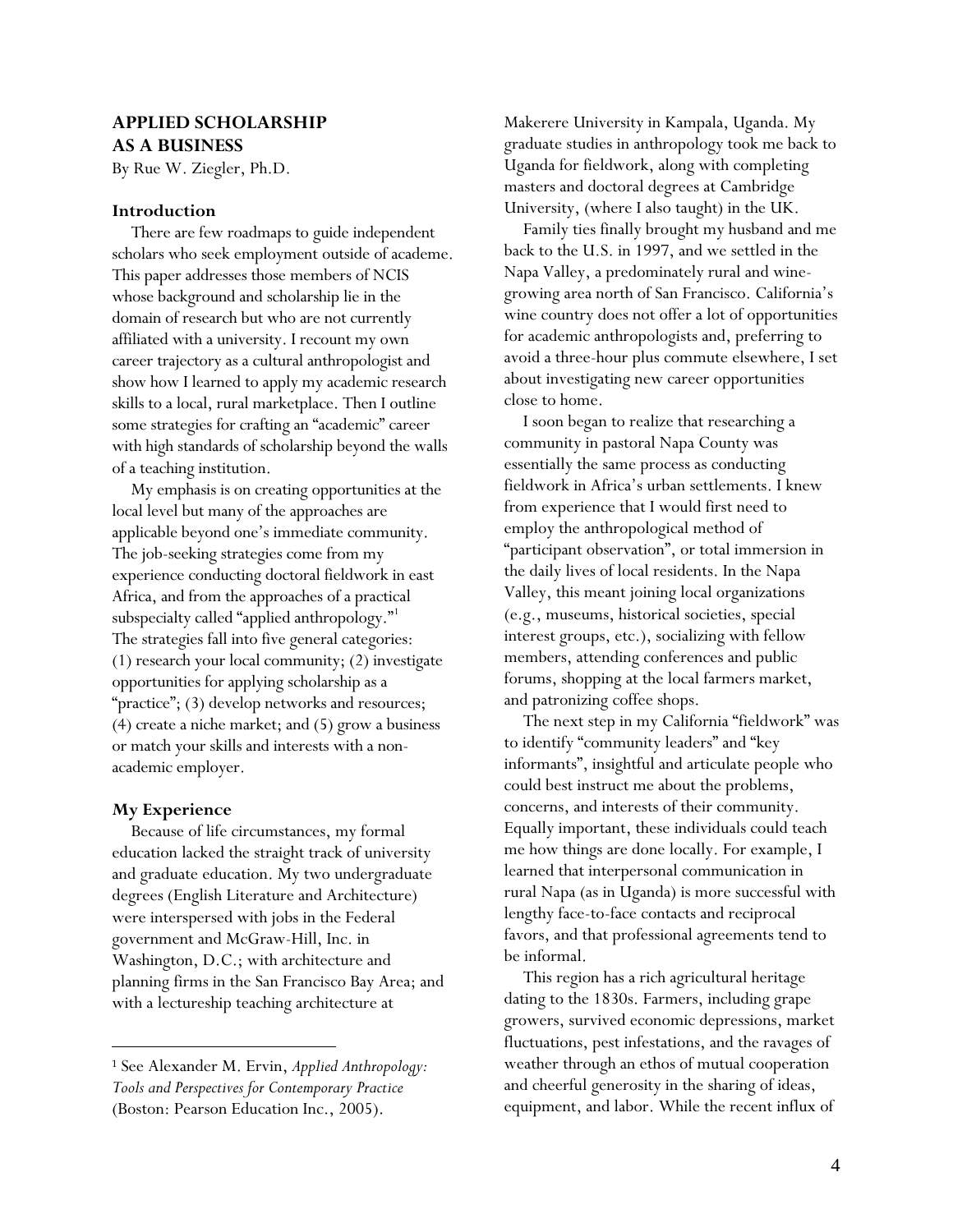## APPLIED SCHOLARSHIP AS A BUSINESS

By Rue W. Ziegler, Ph.D.

### Introduction

There are few roadmaps to guide independent scholars who seek employment outside of academe. This paper addresses those members of NCIS whose background and scholarship lie in the domain of research but who are not currently affiliated with a university. I recount my own career trajectory as a cultural anthropologist and show how I learned to apply my academic research skills to a local, rural marketplace. Then I outline some strategies for crafting an "academic" career with high standards of scholarship beyond the walls of a teaching institution.

My emphasis is on creating opportunities at the local level but many of the approaches are applicable beyond one's immediate community. The job-seeking strategies come from my experience conducting doctoral fieldwork in east Africa, and from the approaches of a practical subspecialty called "applied anthropology."[1] The strategies fall into five general categories: (1) research your local community; (2) investigate opportunities for applying scholarship as a "practice"; (3) develop networks and resources; (4) create a niche market; and (5) grow a business or match your skills and interests with a non-academic employer.

### My Experience

Because of life circumstances, my formal education lacked the straight track of university and graduate education. My two undergraduate degrees (English Literature and Architecture) were interspersed with jobs in the Federal government and McGraw-Hill, Inc. in Washington, D.C.; with architecture and planning firms in the San Francisco Bay Area; and with a lectureship teaching architecture at Makerere University in Kampala, Uganda. My graduate studies in anthropology took me back to Uganda for fieldwork, along with completing masters and doctoral degrees at Cambridge University, (where I also taught) in the UK.

Family ties finally brought my husband and me back to the U.S. in 1997, and we settled in the Napa Valley, a predominately rural and wine-growing area north of San Francisco. California's wine country does not offer a lot of opportunities for academic anthropologists and, preferring to avoid a three-hour plus commute elsewhere, I set about investigating new career opportunities close to home.

I soon began to realize that researching a community in pastoral Napa County was essentially the same process as conducting fieldwork in Africa's urban settlements. I knew from experience that I would first need to employ the anthropological method of "participant observation", or total immersion in the daily lives of local residents. In the Napa Valley, this meant joining local organizations (e.g., museums, historical societies, special interest groups, etc.), socializing with fellow members, attending conferences and public forums, shopping at the local farmers market, and patronizing coffee shops.

The next step in my California "fieldwork" was to identify "community leaders" and "key informants", insightful and articulate people who could best instruct me about the problems, concerns, and interests of their community. Equally important, these individuals could teach me how things are done locally. For example, I learned that interpersonal communication in rural Napa (as in Uganda) is more successful with lengthy face-to-face contacts and reciprocal favors, and that professional agreements tend to be informal.

This region has a rich agricultural heritage dating to the 1830s. Farmers, including grape growers, survived economic depressions, market fluctuations, pest infestations, and the ravages of weather through an ethos of mutual cooperation and cheerful generosity in the sharing of ideas, equipment, and labor. While the recent influx of

---

[1] See Alexander M. Ervin, *Applied Anthropology: Tools and Perspectives for Contemporary Practice* (Boston: Pearson Education Inc., 2005).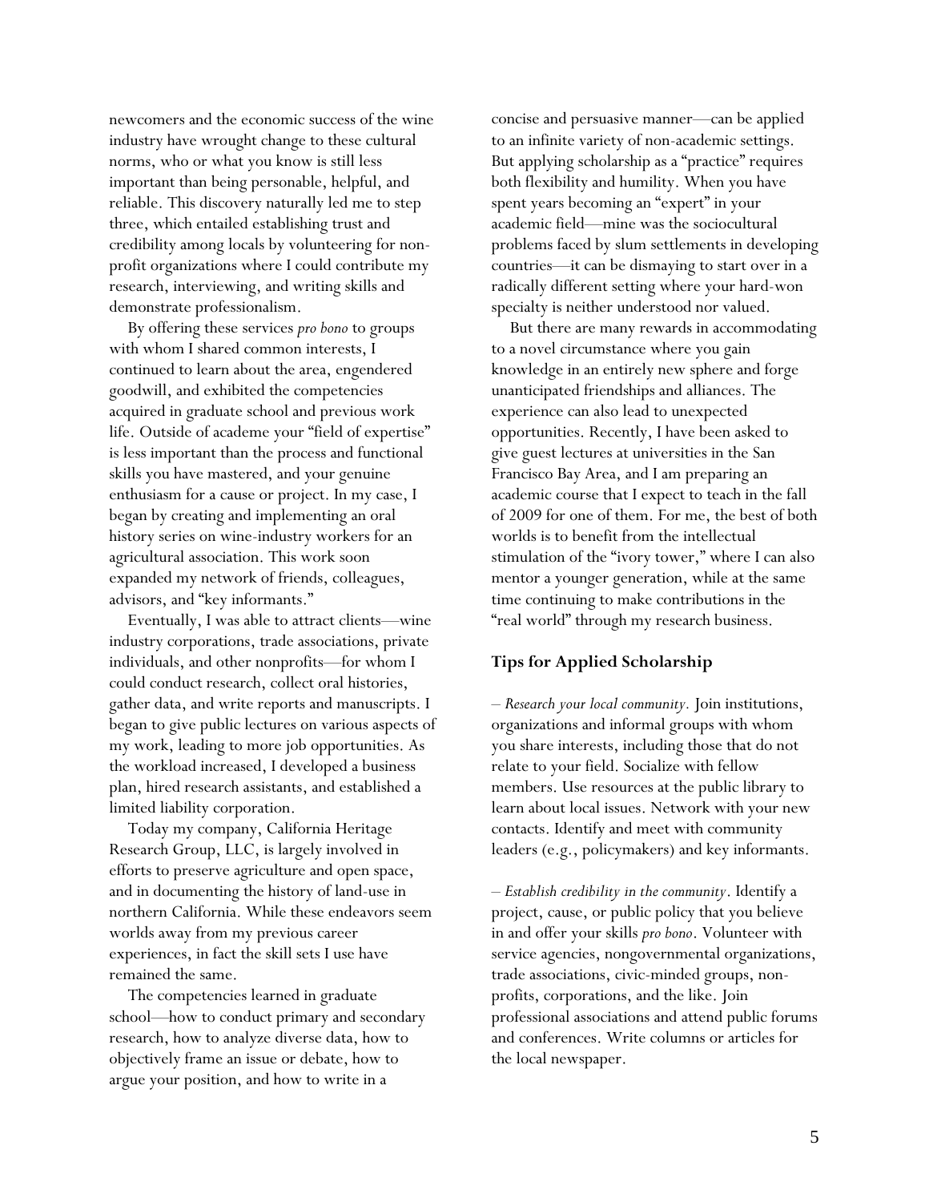newcomers and the economic success of the wine industry have wrought change to these cultural norms, who or what you know is still less important than being personable, helpful, and reliable. This discovery naturally led me to step three, which entailed establishing trust and credibility among locals by volunteering for non-profit organizations where I could contribute my research, interviewing, and writing skills and demonstrate professionalism.

By offering these services *pro bono* to groups with whom I shared common interests, I continued to learn about the area, engendered goodwill, and exhibited the competencies acquired in graduate school and previous work life. Outside of academe your "field of expertise" is less important than the process and functional skills you have mastered, and your genuine enthusiasm for a cause or project. In my case, I began by creating and implementing an oral history series on wine-industry workers for an agricultural association. This work soon expanded my network of friends, colleagues, advisors, and "key informants."

Eventually, I was able to attract clients—wine industry corporations, trade associations, private individuals, and other nonprofits—for whom I could conduct research, collect oral histories, gather data, and write reports and manuscripts. I began to give public lectures on various aspects of my work, leading to more job opportunities. As the workload increased, I developed a business plan, hired research assistants, and established a limited liability corporation.

Today my company, California Heritage Research Group, LLC, is largely involved in efforts to preserve agriculture and open space, and in documenting the history of land-use in northern California. While these endeavors seem worlds away from my previous career experiences, in fact the skill sets I use have remained the same.

The competencies learned in graduate school—how to conduct primary and secondary research, how to analyze diverse data, how to objectively frame an issue or debate, how to argue your position, and how to write in a concise and persuasive manner—can be applied to an infinite variety of non-academic settings. But applying scholarship as a "practice" requires both flexibility and humility. When you have spent years becoming an "expert" in your academic field—mine was the sociocultural problems faced by slum settlements in developing countries—it can be dismaying to start over in a radically different setting where your hard-won specialty is neither understood nor valued.

But there are many rewards in accommodating to a novel circumstance where you gain knowledge in an entirely new sphere and forge unanticipated friendships and alliances. The experience can also lead to unexpected opportunities. Recently, I have been asked to give guest lectures at universities in the San Francisco Bay Area, and I am preparing an academic course that I expect to teach in the fall of 2009 for one of them. For me, the best of both worlds is to benefit from the intellectual stimulation of the "ivory tower," where I can also mentor a younger generation, while at the same time continuing to make contributions in the "real world" through my research business.

## Tips for Applied Scholarship

– *Research your local community.* Join institutions, organizations and informal groups with whom you share interests, including those that do not relate to your field. Socialize with fellow members. Use resources at the public library to learn about local issues. Network with your new contacts. Identify and meet with community leaders (e.g., policymakers) and key informants.

– *Establish credibility in the community*. Identify a project, cause, or public policy that you believe in and offer your skills *pro bono*. Volunteer with service agencies, nongovernmental organizations, trade associations, civic-minded groups, non-profits, corporations, and the like. Join professional associations and attend public forums and conferences. Write columns or articles for the local newspaper.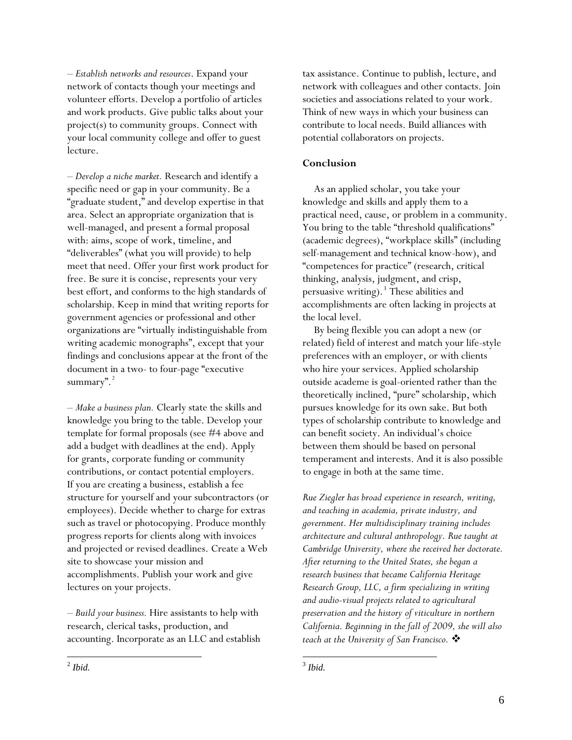– *Establish networks and resources*. Expand your network of contacts though your meetings and volunteer efforts. Develop a portfolio of articles and work products. Give public talks about your project(s) to community groups. Connect with your local community college and offer to guest lecture.

– *Develop a niche market.* Research and identify a specific need or gap in your community. Be a "graduate student," and develop expertise in that area. Select an appropriate organization that is well-managed, and present a formal proposal with: aims, scope of work, timeline, and "deliverables" (what you will provide) to help meet that need. Offer your first work product for free. Be sure it is concise, represents your very best effort, and conforms to the high standards of scholarship. Keep in mind that writing reports for government agencies or professional and other organizations are "virtually indistinguishable from writing academic monographs", except that your findings and conclusions appear at the front of the document in a two- to four-page "executive summary".[2]

– *Make a business plan.* Clearly state the skills and knowledge you bring to the table. Develop your template for formal proposals (see #4 above and add a budget with deadlines at the end). Apply for grants, corporate funding or community contributions, or contact potential employers. If you are creating a business, establish a fee structure for yourself and your subcontractors (or employees). Decide whether to charge for extras such as travel or photocopying. Produce monthly progress reports for clients along with invoices and projected or revised deadlines. Create a Web site to showcase your mission and accomplishments. Publish your work and give lectures on your projects.

– *Build your business.* Hire assistants to help with research, clerical tasks, production, and accounting. Incorporate as an LLC and establish tax assistance. Continue to publish, lecture, and network with colleagues and other contacts. Join societies and associations related to your work. Think of new ways in which your business can contribute to local needs. Build alliances with potential collaborators on projects.

**Conclusion**

As an applied scholar, you take your knowledge and skills and apply them to a practical need, cause, or problem in a community. You bring to the table "threshold qualifications" (academic degrees), "workplace skills" (including self-management and technical know-how), and "competences for practice" (research, critical thinking, analysis, judgment, and crisp, persuasive writing).[3] These abilities and accomplishments are often lacking in projects at the local level.

By being flexible you can adopt a new (or related) field of interest and match your life-style preferences with an employer, or with clients who hire your services. Applied scholarship outside academe is goal-oriented rather than the theoretically inclined, "pure" scholarship, which pursues knowledge for its own sake. But both types of scholarship contribute to knowledge and can benefit society. An individual's choice between them should be based on personal temperament and interests. And it is also possible to engage in both at the same time.

*Rue Ziegler has broad experience in research, writing, and teaching in academia, private industry, and government. Her multidisciplinary training includes architecture and cultural anthropology. Rue taught at Cambridge University, where she received her doctorate. After returning to the United States, she began a research business that became California Heritage Research Group, LLC, a firm specializing in writing and audio-visual projects related to agricultural preservation and the history of viticulture in northern California. Beginning in the fall of 2009, she will also teach at the University of San Francisco.* ❖

[2] *Ibid.*

[3] *Ibid.*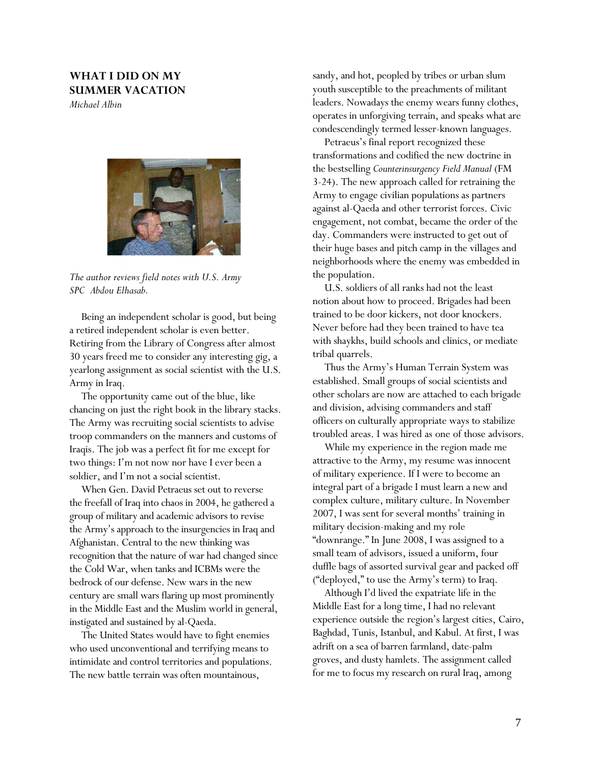## WHAT I DID ON MY SUMMER VACATION

*Michael Albin*

*The author reviews field notes with U.S. Army SPC Abdou Elhasab.*

Being an independent scholar is good, but being a retired independent scholar is even better. Retiring from the Library of Congress after almost 30 years freed me to consider any interesting gig, a yearlong assignment as social scientist with the U.S. Army in Iraq.

The opportunity came out of the blue, like chancing on just the right book in the library stacks. The Army was recruiting social scientists to advise troop commanders on the manners and customs of Iraqis. The job was a perfect fit for me except for two things: I'm not now nor have I ever been a soldier, and I'm not a social scientist.

When Gen. David Petraeus set out to reverse the freefall of Iraq into chaos in 2004, he gathered a group of military and academic advisors to revise the Army's approach to the insurgencies in Iraq and Afghanistan. Central to the new thinking was recognition that the nature of war had changed since the Cold War, when tanks and ICBMs were the bedrock of our defense. New wars in the new century are small wars flaring up most prominently in the Middle East and the Muslim world in general, instigated and sustained by al-Qaeda.

The United States would have to fight enemies who used unconventional and terrifying means to intimidate and control territories and populations. The new battle terrain was often mountainous, sandy, and hot, peopled by tribes or urban slum youth susceptible to the preachments of militant leaders. Nowadays the enemy wears funny clothes, operates in unforgiving terrain, and speaks what are condescendingly termed lesser-known languages.

Petraeus's final report recognized these transformations and codified the new doctrine in the bestselling *Counterinsurgency Field Manual* (FM 3-24). The new approach called for retraining the Army to engage civilian populations as partners against al-Qaeda and other terrorist forces. Civic engagement, not combat, became the order of the day. Commanders were instructed to get out of their huge bases and pitch camp in the villages and neighborhoods where the enemy was embedded in the population.

U.S. soldiers of all ranks had not the least notion about how to proceed. Brigades had been trained to be door kickers, not door knockers. Never before had they been trained to have tea with shaykhs, build schools and clinics, or mediate tribal quarrels.

Thus the Army's Human Terrain System was established. Small groups of social scientists and other scholars are now are attached to each brigade and division, advising commanders and staff officers on culturally appropriate ways to stabilize troubled areas. I was hired as one of those advisors.

While my experience in the region made me attractive to the Army, my resume was innocent of military experience. If I were to become an integral part of a brigade I must learn a new and complex culture, military culture. In November 2007, I was sent for several months' training in military decision-making and my role "downrange." In June 2008, I was assigned to a small team of advisors, issued a uniform, four duffle bags of assorted survival gear and packed off ("deployed," to use the Army's term) to Iraq.

Although I'd lived the expatriate life in the Middle East for a long time, I had no relevant experience outside the region's largest cities, Cairo, Baghdad, Tunis, Istanbul, and Kabul. At first, I was adrift on a sea of barren farmland, date-palm groves, and dusty hamlets. The assignment called for me to focus my research on rural Iraq, among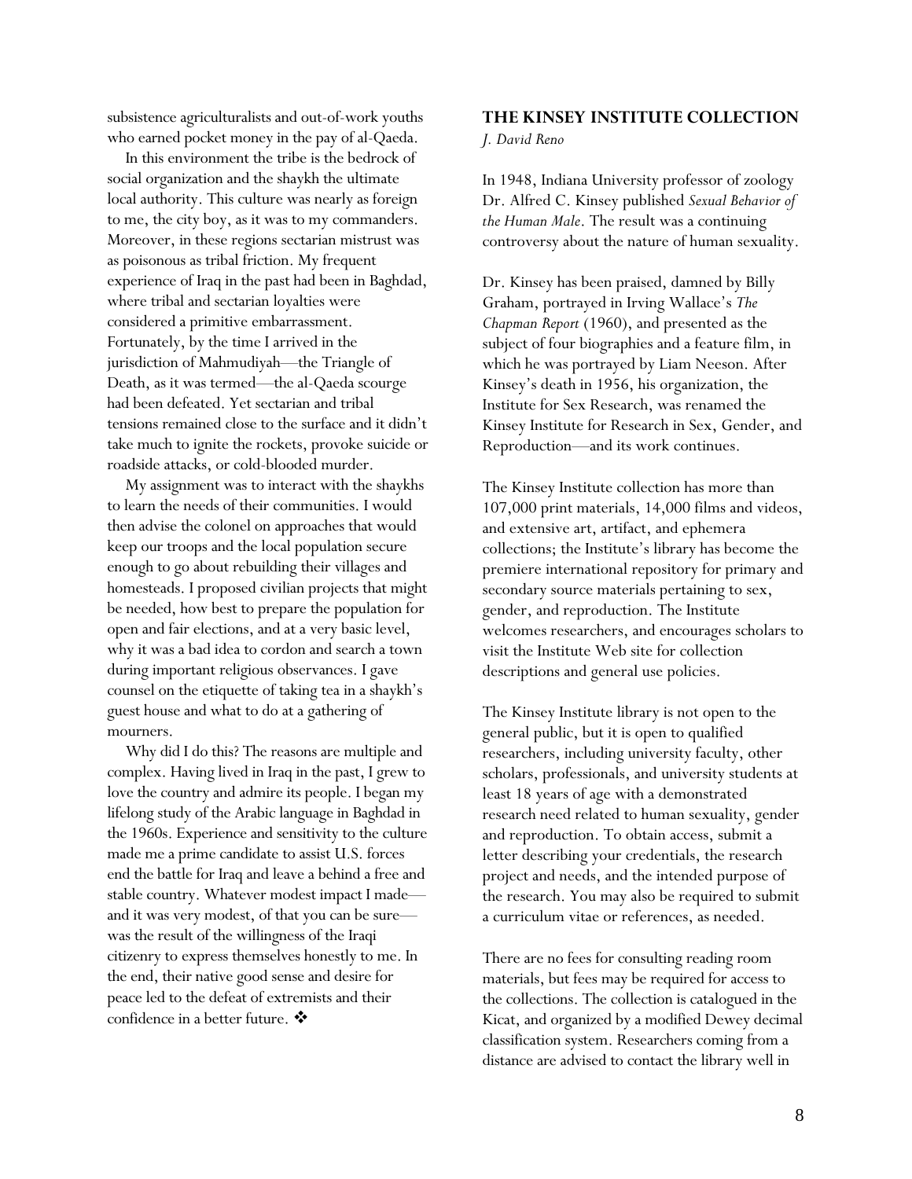subsistence agriculturalists and out-of-work youths who earned pocket money in the pay of al-Qaeda.

In this environment the tribe is the bedrock of social organization and the shaykh the ultimate local authority. This culture was nearly as foreign to me, the city boy, as it was to my commanders. Moreover, in these regions sectarian mistrust was as poisonous as tribal friction. My frequent experience of Iraq in the past had been in Baghdad, where tribal and sectarian loyalties were considered a primitive embarrassment. Fortunately, by the time I arrived in the jurisdiction of Mahmudiyah—the Triangle of Death, as it was termed—the al-Qaeda scourge had been defeated. Yet sectarian and tribal tensions remained close to the surface and it didn't take much to ignite the rockets, provoke suicide or roadside attacks, or cold-blooded murder.

My assignment was to interact with the shaykhs to learn the needs of their communities. I would then advise the colonel on approaches that would keep our troops and the local population secure enough to go about rebuilding their villages and homesteads. I proposed civilian projects that might be needed, how best to prepare the population for open and fair elections, and at a very basic level, why it was a bad idea to cordon and search a town during important religious observances. I gave counsel on the etiquette of taking tea in a shaykh's guest house and what to do at a gathering of mourners.

Why did I do this? The reasons are multiple and complex. Having lived in Iraq in the past, I grew to love the country and admire its people. I began my lifelong study of the Arabic language in Baghdad in the 1960s. Experience and sensitivity to the culture made me a prime candidate to assist U.S. forces end the battle for Iraq and leave a behind a free and stable country. Whatever modest impact I made—and it was very modest, of that you can be sure—was the result of the willingness of the Iraqi citizenry to express themselves honestly to me. In the end, their native good sense and desire for peace led to the defeat of extremists and their confidence in a better future. ❖

## THE KINSEY INSTITUTE COLLECTION

*J. David Reno*

In 1948, Indiana University professor of zoology Dr. Alfred C. Kinsey published *Sexual Behavior of the Human Male*. The result was a continuing controversy about the nature of human sexuality.

Dr. Kinsey has been praised, damned by Billy Graham, portrayed in Irving Wallace's *The Chapman Report* (1960), and presented as the subject of four biographies and a feature film, in which he was portrayed by Liam Neeson. After Kinsey's death in 1956, his organization, the Institute for Sex Research, was renamed the Kinsey Institute for Research in Sex, Gender, and Reproduction—and its work continues.

The Kinsey Institute collection has more than 107,000 print materials, 14,000 films and videos, and extensive art, artifact, and ephemera collections; the Institute's library has become the premiere international repository for primary and secondary source materials pertaining to sex, gender, and reproduction. The Institute welcomes researchers, and encourages scholars to visit the Institute Web site for collection descriptions and general use policies.

The Kinsey Institute library is not open to the general public, but it is open to qualified researchers, including university faculty, other scholars, professionals, and university students at least 18 years of age with a demonstrated research need related to human sexuality, gender and reproduction. To obtain access, submit a letter describing your credentials, the research project and needs, and the intended purpose of the research. You may also be required to submit a curriculum vitae or references, as needed.

There are no fees for consulting reading room materials, but fees may be required for access to the collections. The collection is catalogued in the Kicat, and organized by a modified Dewey decimal classification system. Researchers coming from a distance are advised to contact the library well in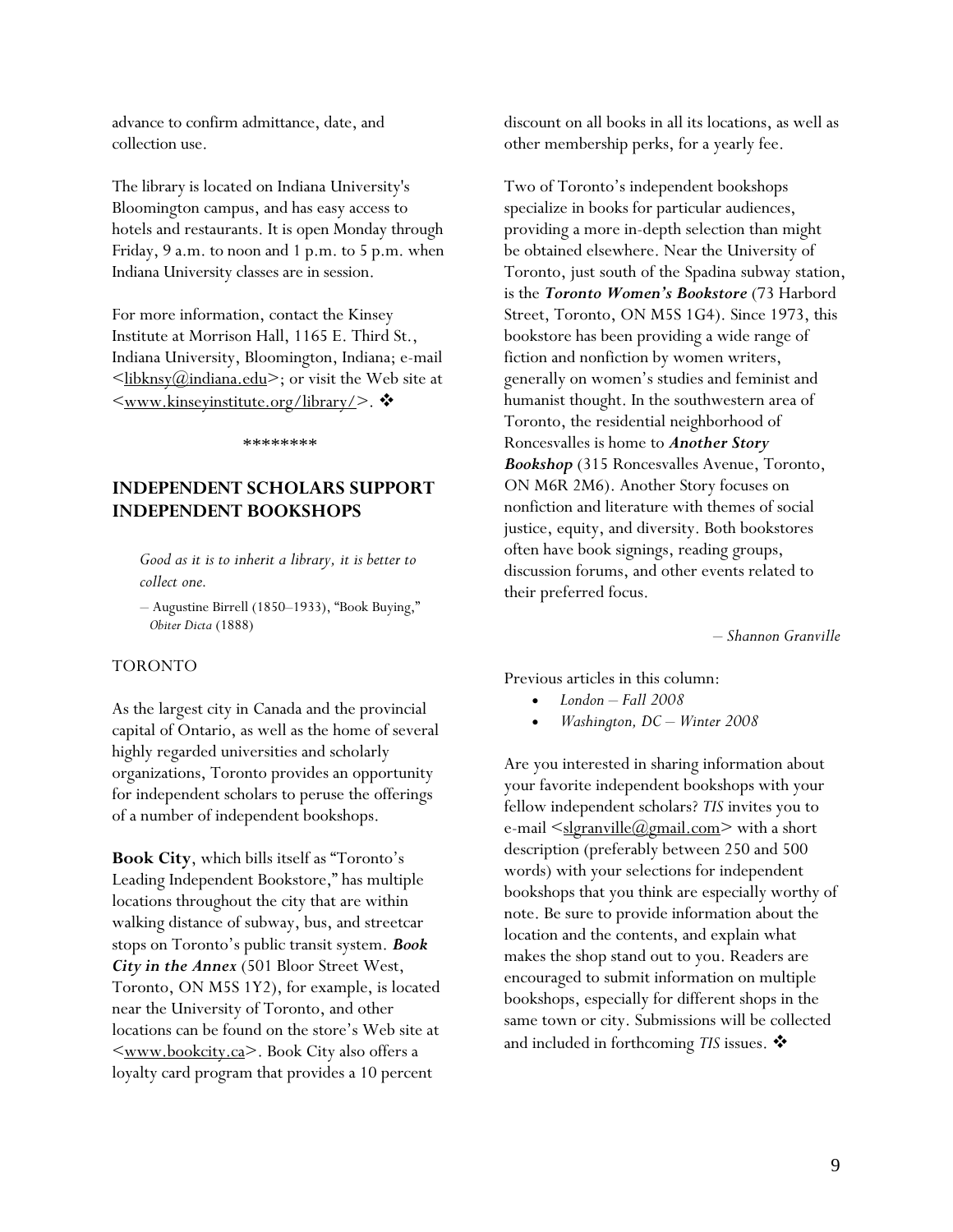advance to confirm admittance, date, and collection use.

The library is located on Indiana University's Bloomington campus, and has easy access to hotels and restaurants. It is open Monday through Friday, 9 a.m. to noon and 1 p.m. to 5 p.m. when Indiana University classes are in session.

For more information, contact the Kinsey Institute at Morrison Hall, 1165 E. Third St., Indiana University, Bloomington, Indiana; e-mail <libknsy@indiana.edu>; or visit the Web site at <www.kinseyinstitute.org/library/>. ❖

********

## INDEPENDENT SCHOLARS SUPPORT INDEPENDENT BOOKSHOPS

> *Good as it is to inherit a library, it is better to collect one.*
>
> – Augustine Birrell (1850–1933), "Book Buying," *Obiter Dicta* (1888)

TORONTO

As the largest city in Canada and the provincial capital of Ontario, as well as the home of several highly regarded universities and scholarly organizations, Toronto provides an opportunity for independent scholars to peruse the offerings of a number of independent bookshops.

**Book City**, which bills itself as "Toronto's Leading Independent Bookstore," has multiple locations throughout the city that are within walking distance of subway, bus, and streetcar stops on Toronto's public transit system. ***Book City in the Annex*** (501 Bloor Street West, Toronto, ON M5S 1Y2), for example, is located near the University of Toronto, and other locations can be found on the store's Web site at <www.bookcity.ca>. Book City also offers a loyalty card program that provides a 10 percent discount on all books in all its locations, as well as other membership perks, for a yearly fee.

Two of Toronto's independent bookshops specialize in books for particular audiences, providing a more in-depth selection than might be obtained elsewhere. Near the University of Toronto, just south of the Spadina subway station, is the ***Toronto Women's Bookstore*** (73 Harbord Street, Toronto, ON M5S 1G4). Since 1973, this bookstore has been providing a wide range of fiction and nonfiction by women writers, generally on women's studies and feminist and humanist thought. In the southwestern area of Toronto, the residential neighborhood of Roncesvalles is home to ***Another Story Bookshop*** (315 Roncesvalles Avenue, Toronto, ON M6R 2M6). Another Story focuses on nonfiction and literature with themes of social justice, equity, and diversity. Both bookstores often have book signings, reading groups, discussion forums, and other events related to their preferred focus.

*– Shannon Granville*

Previous articles in this column:

- *London – Fall 2008*
- *Washington, DC – Winter 2008*

Are you interested in sharing information about your favorite independent bookshops with your fellow independent scholars? *TIS* invites you to e-mail <slgranville@gmail.com> with a short description (preferably between 250 and 500 words) with your selections for independent bookshops that you think are especially worthy of note. Be sure to provide information about the location and the contents, and explain what makes the shop stand out to you. Readers are encouraged to submit information on multiple bookshops, especially for different shops in the same town or city. Submissions will be collected and included in forthcoming *TIS* issues. ❖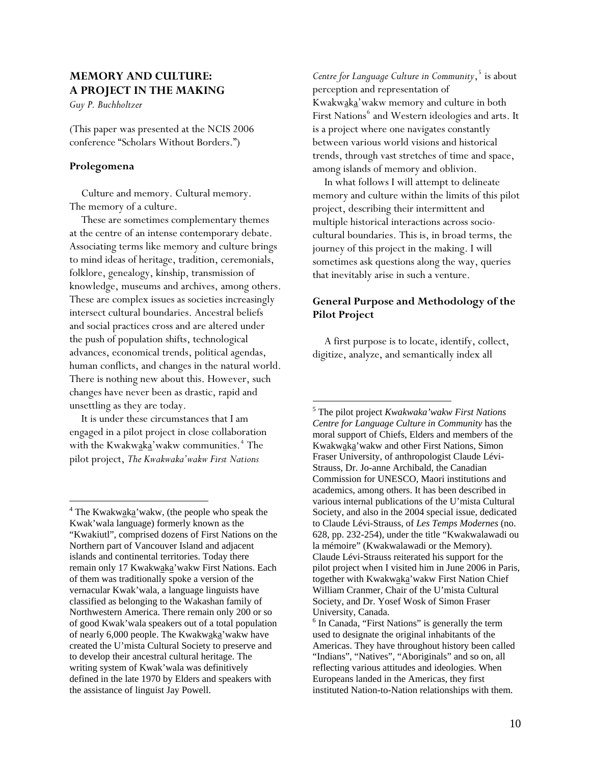## MEMORY AND CULTURE: A PROJECT IN THE MAKING

*Guy P. Buchholtzer*

(This paper was presented at the NCIS 2006 conference "Scholars Without Borders.")

### Prolegomena

Culture and memory. Cultural memory. The memory of a culture.

These are sometimes complementary themes at the centre of an intense contemporary debate. Associating terms like memory and culture brings to mind ideas of heritage, tradition, ceremonials, folklore, genealogy, kinship, transmission of knowledge, museums and archives, among others. These are complex issues as societies increasingly intersect cultural boundaries. Ancestral beliefs and social practices cross and are altered under the push of population shifts, technological advances, economical trends, political agendas, human conflicts, and changes in the natural world. There is nothing new about this. However, such changes have never been as drastic, rapid and unsettling as they are today.

It is under these circumstances that I am engaged in a pilot project in close collaboration with the Kwakwaka'wakw communities.[4] The pilot project, *The Kwakwaka'wakw First Nations Centre for Language Culture in Community*,[5] is about perception and representation of Kwakwaka'wakw memory and culture in both First Nations[6] and Western ideologies and arts. It is a project where one navigates constantly between various world visions and historical trends, through vast stretches of time and space, among islands of memory and oblivion.

In what follows I will attempt to delineate memory and culture within the limits of this pilot project, describing their intermittent and multiple historical interactions across socio-cultural boundaries. This is, in broad terms, the journey of this project in the making. I will sometimes ask questions along the way, queries that inevitably arise in such a venture.

### General Purpose and Methodology of the Pilot Project

A first purpose is to locate, identify, collect, digitize, analyze, and semantically index all

---

[4] The Kwakwaka'wakw, (the people who speak the Kwak'wala language) formerly known as the "Kwakiutl", comprised dozens of First Nations on the Northern part of Vancouver Island and adjacent islands and continental territories. Today there remain only 17 Kwakwaka'wakw First Nations. Each of them was traditionally spoke a version of the vernacular Kwak'wala, a language linguists have classified as belonging to the Wakashan family of Northwestern America. There remain only 200 or so of good Kwak'wala speakers out of a total population of nearly 6,000 people. The Kwakwaka'wakw have created the U'mista Cultural Society to preserve and to develop their ancestral cultural heritage. The writing system of Kwak'wala was definitively defined in the late 1970 by Elders and speakers with the assistance of linguist Jay Powell.

[5] The pilot project *Kwakwaka'wakw First Nations Centre for Language Culture in Community* has the moral support of Chiefs, Elders and members of the Kwakwaka'wakw and other First Nations, Simon Fraser University, of anthropologist Claude Lévi-Strauss, Dr. Jo-anne Archibald, the Canadian Commission for UNESCO, Maori institutions and academics, among others. It has been described in various internal publications of the U'mista Cultural Society, and also in the 2004 special issue, dedicated to Claude Lévi-Strauss, of *Les Temps Modernes* (no. 628, pp. 232-254), under the title "Kwakwalawadi ou la mémoire" (Kwakwalawadi or the Memory). Claude Lévi-Strauss reiterated his support for the pilot project when I visited him in June 2006 in Paris, together with Kwakwaka'wakw First Nation Chief William Cranmer, Chair of the U'mista Cultural Society, and Dr. Yosef Wosk of Simon Fraser University, Canada.

[6] In Canada, "First Nations" is generally the term used to designate the original inhabitants of the Americas. They have throughout history been called "Indians", "Natives", "Aboriginals" and so on, all reflecting various attitudes and ideologies. When Europeans landed in the Americas, they first instituted Nation-to-Nation relationships with them.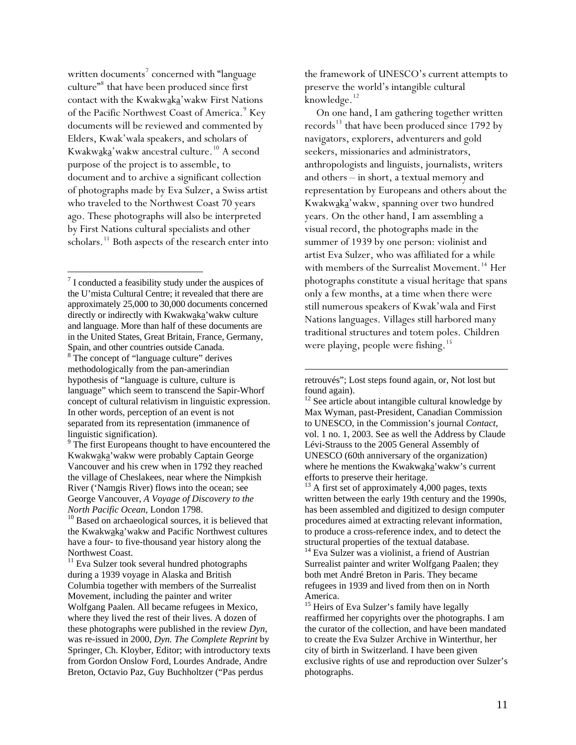written documents[7] concerned with "language culture"[8] that have been produced since first contact with the Kwakwaka̱'wakw First Nations of the Pacific Northwest Coast of America.[9] Key documents will be reviewed and commented by Elders, Kwak'wala speakers, and scholars of Kwakwaka̱'wakw ancestral culture.[10] A second purpose of the project is to assemble, to document and to archive a significant collection of photographs made by Eva Sulzer, a Swiss artist who traveled to the Northwest Coast 70 years ago. These photographs will also be interpreted by First Nations cultural specialists and other scholars.[11] Both aspects of the research enter into the framework of UNESCO's current attempts to preserve the world's intangible cultural knowledge.[12]

On one hand, I am gathering together written records[13] that have been produced since 1792 by navigators, explorers, adventurers and gold seekers, missionaries and administrators, anthropologists and linguists, journalists, writers and others – in short, a textual memory and representation by Europeans and others about the Kwakwaka̱'wakw, spanning over two hundred years. On the other hand, I am assembling a visual record, the photographs made in the summer of 1939 by one person: violinist and artist Eva Sulzer, who was affiliated for a while with members of the Surrealist Movement.[14] Her photographs constitute a visual heritage that spans only a few months, at a time when there were still numerous speakers of Kwak'wala and First Nations languages. Villages still harbored many traditional structures and totem poles. Children were playing, people were fishing.[15]

---

[7] I conducted a feasibility study under the auspices of the U'mista Cultural Centre; it revealed that there are approximately 25,000 to 30,000 documents concerned directly or indirectly with Kwakwaka̱'wakw culture and language. More than half of these documents are in the United States, Great Britain, France, Germany, Spain, and other countries outside Canada.

[8] The concept of "language culture" derives methodologically from the pan-amerindian hypothesis of "language is culture, culture is language" which seem to transcend the Sapir-Whorf concept of cultural relativism in linguistic expression. In other words, perception of an event is not separated from its representation (immanence of linguistic signification).

[9] The first Europeans thought to have encountered the Kwakwaka̱'wakw were probably Captain George Vancouver and his crew when in 1792 they reached the village of Cheslakees, near where the Nimpkish River ('Namgis River) flows into the ocean; see George Vancouver, *A Voyage of Discovery to the North Pacific Ocean*, London 1798.

[10] Based on archaeological sources, it is believed that the Kwakwaka̱'wakw and Pacific Northwest cultures have a four- to five-thousand year history along the Northwest Coast.

[11] Eva Sulzer took several hundred photographs during a 1939 voyage in Alaska and British Columbia together with members of the Surrealist Movement, including the painter and writer Wolfgang Paalen. All became refugees in Mexico, where they lived the rest of their lives. A dozen of these photographs were published in the review *Dyn*, was re-issued in 2000, *Dyn. The Complete Reprint* by Springer, Ch. Kloyber, Editor; with introductory texts from Gordon Onslow Ford, Lourdes Andrade, Andre Breton, Octavio Paz, Guy Buchholtzer ("Pas perdus retrouvés"; Lost steps found again, or, Not lost but found again).

[12] See article about intangible cultural knowledge by Max Wyman, past-President, Canadian Commission to UNESCO, in the Commission's journal *Contact*, vol. 1 no. 1, 2003. See as well the Address by Claude Lévi-Strauss to the 2005 General Assembly of UNESCO (60th anniversary of the organization) where he mentions the Kwakwaka̱'wakw's current efforts to preserve their heritage.

[13] A first set of approximately 4,000 pages, texts written between the early 19th century and the 1990s, has been assembled and digitized to design computer procedures aimed at extracting relevant information, to produce a cross-reference index, and to detect the structural properties of the textual database.

[14] Eva Sulzer was a violinist, a friend of Austrian Surrealist painter and writer Wolfgang Paalen; they both met André Breton in Paris. They became refugees in 1939 and lived from then on in North America.

[15] Heirs of Eva Sulzer's family have legally reaffirmed her copyrights over the photographs. I am the curator of the collection, and have been mandated to create the Eva Sulzer Archive in Winterthur, her city of birth in Switzerland. I have been given exclusive rights of use and reproduction over Sulzer's photographs.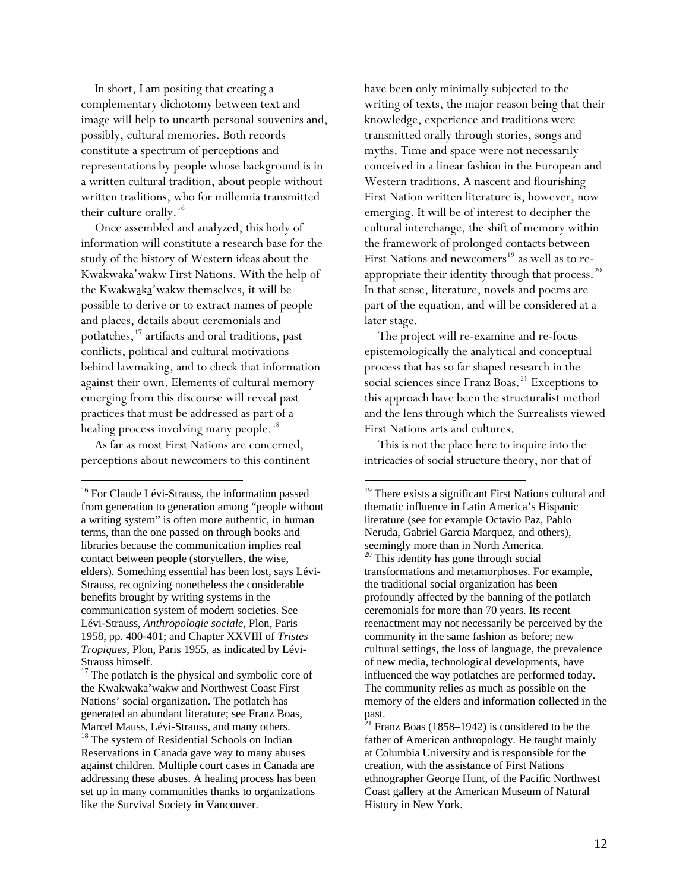In short, I am positing that creating a complementary dichotomy between text and image will help to unearth personal souvenirs and, possibly, cultural memories. Both records constitute a spectrum of perceptions and representations by people whose background is in a written cultural tradition, about people without written traditions, who for millennia transmitted their culture orally.[16]

Once assembled and analyzed, this body of information will constitute a research base for the study of the history of Western ideas about the Kwakwa̲ka̲'wakw First Nations. With the help of the Kwakwa̲ka̲'wakw themselves, it will be possible to derive or to extract names of people and places, details about ceremonials and potlatches,[17] artifacts and oral traditions, past conflicts, political and cultural motivations behind lawmaking, and to check that information against their own. Elements of cultural memory emerging from this discourse will reveal past practices that must be addressed as part of a healing process involving many people.[18]

As far as most First Nations are concerned, perceptions about newcomers to this continent have been only minimally subjected to the writing of texts, the major reason being that their knowledge, experience and traditions were transmitted orally through stories, songs and myths. Time and space were not necessarily conceived in a linear fashion in the European and Western traditions. A nascent and flourishing First Nation written literature is, however, now emerging. It will be of interest to decipher the cultural interchange, the shift of memory within the framework of prolonged contacts between First Nations and newcomers[19] as well as to re-appropriate their identity through that process.[20] In that sense, literature, novels and poems are part of the equation, and will be considered at a later stage.

The project will re-examine and re-focus epistemologically the analytical and conceptual process that has so far shaped research in the social sciences since Franz Boas.[21] Exceptions to this approach have been the structuralist method and the lens through which the Surrealists viewed First Nations arts and cultures.

This is not the place here to inquire into the intricacies of social structure theory, nor that of

---

[16] For Claude Lévi-Strauss, the information passed from generation to generation among "people without a writing system" is often more authentic, in human terms, than the one passed on through books and libraries because the communication implies real contact between people (storytellers, the wise, elders). Something essential has been lost, says Lévi-Strauss, recognizing nonetheless the considerable benefits brought by writing systems in the communication system of modern societies. See Lévi-Strauss, *Anthropologie sociale*, Plon, Paris 1958, pp. 400-401; and Chapter XXVIII of *Tristes Tropiques*, Plon, Paris 1955, as indicated by Lévi-Strauss himself.

[17] The potlatch is the physical and symbolic core of the Kwakwa̲ka̲'wakw and Northwest Coast First Nations' social organization. The potlatch has generated an abundant literature; see Franz Boas, Marcel Mauss, Lévi-Strauss, and many others.

[18] The system of Residential Schools on Indian Reservations in Canada gave way to many abuses against children. Multiple court cases in Canada are addressing these abuses. A healing process has been set up in many communities thanks to organizations like the Survival Society in Vancouver.

[19] There exists a significant First Nations cultural and thematic influence in Latin America's Hispanic literature (see for example Octavio Paz, Pablo Neruda, Gabriel Garcia Marquez, and others), seemingly more than in North America.

[20] This identity has gone through social transformations and metamorphoses. For example, the traditional social organization has been profoundly affected by the banning of the potlatch ceremonials for more than 70 years. Its recent reenactment may not necessarily be perceived by the community in the same fashion as before; new cultural settings, the loss of language, the prevalence of new media, technological developments, have influenced the way potlatches are performed today. The community relies as much as possible on the memory of the elders and information collected in the past.

[21] Franz Boas (1858–1942) is considered to be the father of American anthropology. He taught mainly at Columbia University and is responsible for the creation, with the assistance of First Nations ethnographer George Hunt, of the Pacific Northwest Coast gallery at the American Museum of Natural History in New York.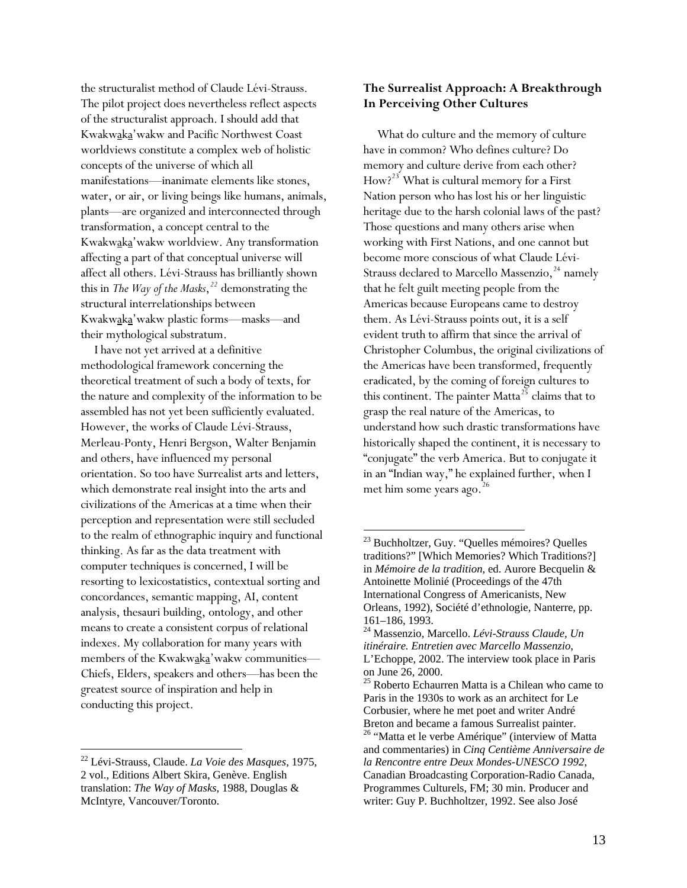the structuralist method of Claude Lévi-Strauss. The pilot project does nevertheless reflect aspects of the structuralist approach. I should add that Kwakwaka'wakw and Pacific Northwest Coast worldviews constitute a complex web of holistic concepts of the universe of which all manifestations—inanimate elements like stones, water, or air, or living beings like humans, animals, plants—are organized and interconnected through transformation, a concept central to the Kwakwaka'wakw worldview. Any transformation affecting a part of that conceptual universe will affect all others. Lévi-Strauss has brilliantly shown this in *The Way of the Masks*,[22] demonstrating the structural interrelationships between Kwakwaka'wakw plastic forms—masks—and their mythological substratum.

I have not yet arrived at a definitive methodological framework concerning the theoretical treatment of such a body of texts, for the nature and complexity of the information to be assembled has not yet been sufficiently evaluated. However, the works of Claude Lévi-Strauss, Merleau-Ponty, Henri Bergson, Walter Benjamin and others, have influenced my personal orientation. So too have Surrealist arts and letters, which demonstrate real insight into the arts and civilizations of the Americas at a time when their perception and representation were still secluded to the realm of ethnographic inquiry and functional thinking. As far as the data treatment with computer techniques is concerned, I will be resorting to lexicostatistics, contextual sorting and concordances, semantic mapping, AI, content analysis, thesauri building, ontology, and other means to create a consistent corpus of relational indexes. My collaboration for many years with members of the Kwakwaka'wakw communities—Chiefs, Elders, speakers and others—has been the greatest source of inspiration and help in conducting this project.

## The Surrealist Approach: A Breakthrough In Perceiving Other Cultures

What do culture and the memory of culture have in common? Who defines culture? Do memory and culture derive from each other? How?[23] What is cultural memory for a First Nation person who has lost his or her linguistic heritage due to the harsh colonial laws of the past? Those questions and many others arise when working with First Nations, and one cannot but become more conscious of what Claude Lévi-Strauss declared to Marcello Massenzio,[24] namely that he felt guilt meeting people from the Americas because Europeans came to destroy them. As Lévi-Strauss points out, it is a self evident truth to affirm that since the arrival of Christopher Columbus, the original civilizations of the Americas have been transformed, frequently eradicated, by the coming of foreign cultures to this continent. The painter Matta[25] claims that to grasp the real nature of the Americas, to understand how such drastic transformations have historically shaped the continent, it is necessary to "conjugate" the verb America. But to conjugate it in an "Indian way," he explained further, when I met him some years ago.[26]

---

[22] Lévi-Strauss, Claude. *La Voie des Masques*, 1975, 2 vol., Editions Albert Skira, Genève. English translation: *The Way of Masks,* 1988, Douglas & McIntyre, Vancouver/Toronto.

[23] Buchholtzer, Guy. "Quelles mémoires? Quelles traditions?" [Which Memories? Which Traditions?] in *Mémoire de la tradition,* ed. Aurore Becquelin & Antoinette Molinié (Proceedings of the 47th International Congress of Americanists, New Orleans, 1992), Société d'ethnologie, Nanterre, pp. 161–186, 1993.

[24] Massenzio, Marcello. *Lévi-Strauss Claude, Un itinéraire. Entretien avec Marcello Massenzio,* L'Echoppe, 2002. The interview took place in Paris on June 26, 2000.

[25] Roberto Echaurren Matta is a Chilean who came to Paris in the 1930s to work as an architect for Le Corbusier, where he met poet and writer André Breton and became a famous Surrealist painter.

[26] "Matta et le verbe Amérique" (interview of Matta and commentaries) in *Cinq Centième Anniversaire de la Rencontre entre Deux Mondes-UNESCO 1992,* Canadian Broadcasting Corporation-Radio Canada, Programmes Culturels, FM; 30 min. Producer and writer: Guy P. Buchholtzer, 1992. See also José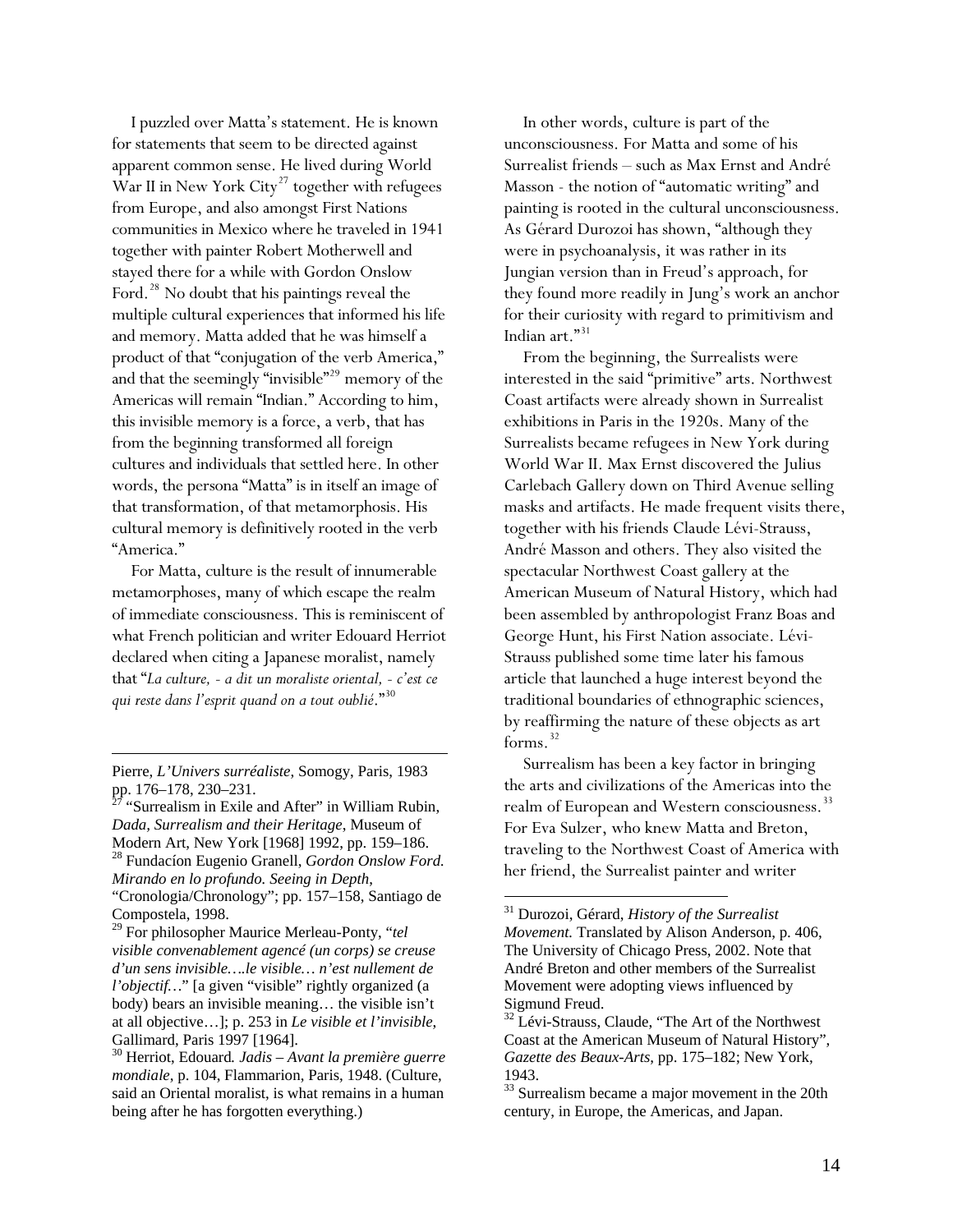I puzzled over Matta's statement. He is known for statements that seem to be directed against apparent common sense. He lived during World War II in New York City[27] together with refugees from Europe, and also amongst First Nations communities in Mexico where he traveled in 1941 together with painter Robert Motherwell and stayed there for a while with Gordon Onslow Ford.[28] No doubt that his paintings reveal the multiple cultural experiences that informed his life and memory. Matta added that he was himself a product of that "conjugation of the verb America," and that the seemingly "invisible"[29] memory of the Americas will remain "Indian." According to him, this invisible memory is a force, a verb, that has from the beginning transformed all foreign cultures and individuals that settled here. In other words, the persona "Matta" is in itself an image of that transformation, of that metamorphosis. His cultural memory is definitively rooted in the verb "America."

For Matta, culture is the result of innumerable metamorphoses, many of which escape the realm of immediate consciousness. This is reminiscent of what French politician and writer Edouard Herriot declared when citing a Japanese moralist, namely that "*La culture, - a dit un moraliste oriental, - c'est ce qui reste dans l'esprit quand on a tout oublié*."[30]

In other words, culture is part of the unconsciousness. For Matta and some of his Surrealist friends – such as Max Ernst and André Masson - the notion of "automatic writing" and painting is rooted in the cultural unconsciousness. As Gérard Durozoi has shown, "although they were in psychoanalysis, it was rather in its Jungian version than in Freud's approach, for they found more readily in Jung's work an anchor for their curiosity with regard to primitivism and Indian art."[31]

From the beginning, the Surrealists were interested in the said "primitive" arts. Northwest Coast artifacts were already shown in Surrealist exhibitions in Paris in the 1920s. Many of the Surrealists became refugees in New York during World War II. Max Ernst discovered the Julius Carlebach Gallery down on Third Avenue selling masks and artifacts. He made frequent visits there, together with his friends Claude Lévi-Strauss, André Masson and others. They also visited the spectacular Northwest Coast gallery at the American Museum of Natural History, which had been assembled by anthropologist Franz Boas and George Hunt, his First Nation associate. Lévi-Strauss published some time later his famous article that launched a huge interest beyond the traditional boundaries of ethnographic sciences, by reaffirming the nature of these objects as art forms.[32]

Surrealism has been a key factor in bringing the arts and civilizations of the Americas into the realm of European and Western consciousness.[33] For Eva Sulzer, who knew Matta and Breton, traveling to the Northwest Coast of America with her friend, the Surrealist painter and writer

---

Pierre, *L'Univers surréaliste*, Somogy, Paris, 1983 pp. 176–178, 230–231.

[27] "Surrealism in Exile and After" in William Rubin, *Dada, Surrealism and their Heritage*, Museum of Modern Art, New York [1968] 1992, pp. 159–186.

[28] Fundacíon Eugenio Granell, *Gordon Onslow Ford. Mirando en lo profundo. Seeing in Depth*, "Cronologia/Chronology"; pp. 157–158, Santiago de Compostela, 1998.

[29] For philosopher Maurice Merleau-Ponty, "*tel visible convenablement agencé (un corps) se creuse d'un sens invisible….le visible… n'est nullement de l'objectif…*" [a given "visible" rightly organized (a body) bears an invisible meaning… the visible isn't at all objective…]; p. 253 in *Le visible et l'invisible,* Gallimard, Paris 1997 [1964].

[30] Herriot, Edouard. *Jadis – Avant la première guerre mondiale*, p. 104, Flammarion, Paris, 1948. (Culture, said an Oriental moralist, is what remains in a human being after he has forgotten everything.)

[31] Durozoi, Gérard, *History of the Surrealist Movement.* Translated by Alison Anderson, p. 406, The University of Chicago Press, 2002. Note that André Breton and other members of the Surrealist Movement were adopting views influenced by Sigmund Freud.

[32] Lévi-Strauss, Claude, "The Art of the Northwest Coast at the American Museum of Natural History", *Gazette des Beaux-Arts*, pp. 175–182; New York, 1943.

[33] Surrealism became a major movement in the 20th century, in Europe, the Americas, and Japan.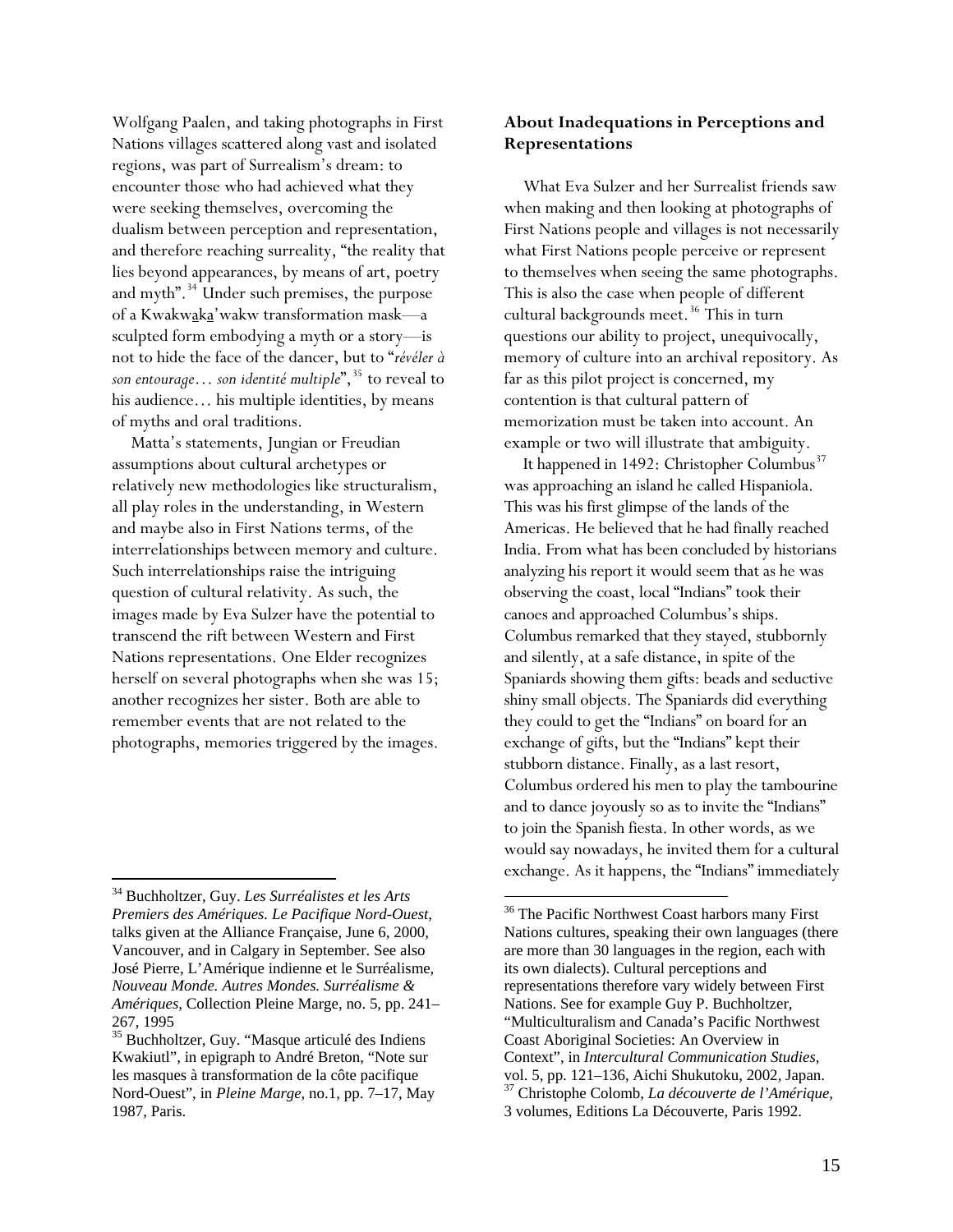Wolfgang Paalen, and taking photographs in First Nations villages scattered along vast and isolated regions, was part of Surrealism's dream: to encounter those who had achieved what they were seeking themselves, overcoming the dualism between perception and representation, and therefore reaching surreality, "the reality that lies beyond appearances, by means of art, poetry and myth".[34] Under such premises, the purpose of a Kwakwaka'wakw transformation mask—a sculpted form embodying a myth or a story—is not to hide the face of the dancer, but to "*révéler à son entourage… son identité multiple*",[35] to reveal to his audience… his multiple identities, by means of myths and oral traditions.

Matta's statements, Jungian or Freudian assumptions about cultural archetypes or relatively new methodologies like structuralism, all play roles in the understanding, in Western and maybe also in First Nations terms, of the interrelationships between memory and culture. Such interrelationships raise the intriguing question of cultural relativity. As such, the images made by Eva Sulzer have the potential to transcend the rift between Western and First Nations representations. One Elder recognizes herself on several photographs when she was 15; another recognizes her sister. Both are able to remember events that are not related to the photographs, memories triggered by the images.

## About Inadequations in Perceptions and Representations

What Eva Sulzer and her Surrealist friends saw when making and then looking at photographs of First Nations people and villages is not necessarily what First Nations people perceive or represent to themselves when seeing the same photographs. This is also the case when people of different cultural backgrounds meet.[36] This in turn questions our ability to project, unequivocally, memory of culture into an archival repository. As far as this pilot project is concerned, my contention is that cultural pattern of memorization must be taken into account. An example or two will illustrate that ambiguity.

It happened in 1492: Christopher Columbus[37] was approaching an island he called Hispaniola. This was his first glimpse of the lands of the Americas. He believed that he had finally reached India. From what has been concluded by historians analyzing his report it would seem that as he was observing the coast, local "Indians" took their canoes and approached Columbus's ships. Columbus remarked that they stayed, stubbornly and silently, at a safe distance, in spite of the Spaniards showing them gifts: beads and seductive shiny small objects. The Spaniards did everything they could to get the "Indians" on board for an exchange of gifts, but the "Indians" kept their stubborn distance. Finally, as a last resort, Columbus ordered his men to play the tambourine and to dance joyously so as to invite the "Indians" to join the Spanish fiesta. In other words, as we would say nowadays, he invited them for a cultural exchange. As it happens, the "Indians" immediately

---

[34] Buchholtzer, Guy. *Les Surréalistes et les Arts Premiers des Amériques. Le Pacifique Nord-Ouest*, talks given at the Alliance Française, June 6, 2000, Vancouver, and in Calgary in September. See also José Pierre, L'Amérique indienne et le Surréalisme, *Nouveau Monde. Autres Mondes. Surréalisme & Amériques*, Collection Pleine Marge, no. 5, pp. 241–267, 1995

[35] Buchholtzer, Guy. "Masque articulé des Indiens Kwakiutl", in epigraph to André Breton, "Note sur les masques à transformation de la côte pacifique Nord-Ouest", in *Pleine Marge*, no.1, pp. 7–17, May 1987, Paris.

[36] The Pacific Northwest Coast harbors many First Nations cultures, speaking their own languages (there are more than 30 languages in the region, each with its own dialects). Cultural perceptions and representations therefore vary widely between First Nations. See for example Guy P. Buchholtzer, "Multiculturalism and Canada's Pacific Northwest Coast Aboriginal Societies: An Overview in Context", in *Intercultural Communication Studies*, vol. 5, pp. 121–136, Aichi Shukutoku, 2002, Japan.

[37] Christophe Colomb, *La découverte de l'Amérique*, 3 volumes, Editions La Découverte, Paris 1992.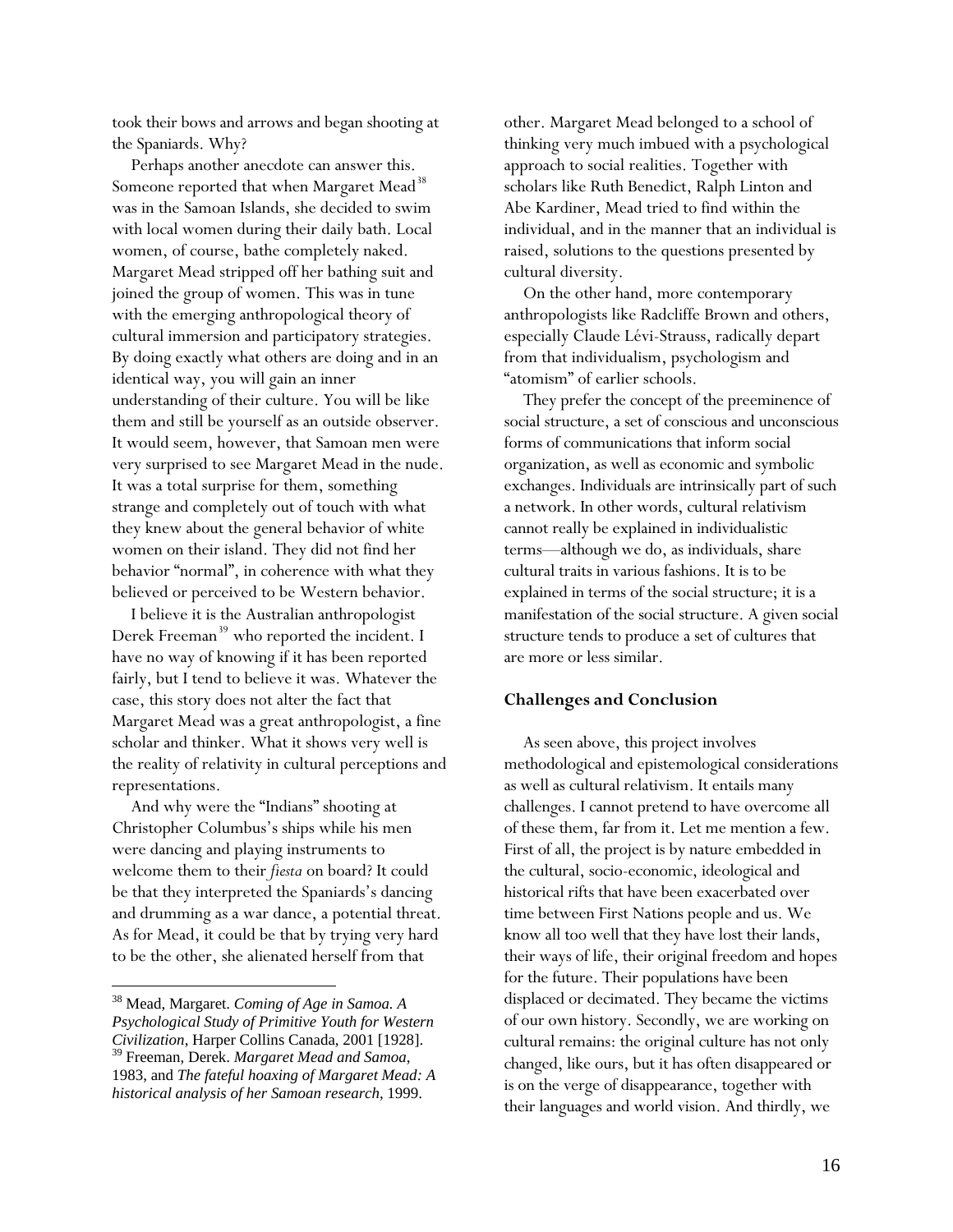took their bows and arrows and began shooting at the Spaniards. Why?

Perhaps another anecdote can answer this. Someone reported that when Margaret Mead[38] was in the Samoan Islands, she decided to swim with local women during their daily bath. Local women, of course, bathe completely naked. Margaret Mead stripped off her bathing suit and joined the group of women. This was in tune with the emerging anthropological theory of cultural immersion and participatory strategies. By doing exactly what others are doing and in an identical way, you will gain an inner understanding of their culture. You will be like them and still be yourself as an outside observer. It would seem, however, that Samoan men were very surprised to see Margaret Mead in the nude. It was a total surprise for them, something strange and completely out of touch with what they knew about the general behavior of white women on their island. They did not find her behavior "normal", in coherence with what they believed or perceived to be Western behavior.

I believe it is the Australian anthropologist Derek Freeman[39] who reported the incident. I have no way of knowing if it has been reported fairly, but I tend to believe it was. Whatever the case, this story does not alter the fact that Margaret Mead was a great anthropologist, a fine scholar and thinker. What it shows very well is the reality of relativity in cultural perceptions and representations.

And why were the "Indians" shooting at Christopher Columbus's ships while his men were dancing and playing instruments to welcome them to their *fiesta* on board? It could be that they interpreted the Spaniards's dancing and drumming as a war dance, a potential threat. As for Mead, it could be that by trying very hard to be the other, she alienated herself from that other. Margaret Mead belonged to a school of thinking very much imbued with a psychological approach to social realities. Together with scholars like Ruth Benedict, Ralph Linton and Abe Kardiner, Mead tried to find within the individual, and in the manner that an individual is raised, solutions to the questions presented by cultural diversity.

On the other hand, more contemporary anthropologists like Radcliffe Brown and others, especially Claude Lévi-Strauss, radically depart from that individualism, psychologism and "atomism" of earlier schools.

They prefer the concept of the preeminence of social structure, a set of conscious and unconscious forms of communications that inform social organization, as well as economic and symbolic exchanges. Individuals are intrinsically part of such a network. In other words, cultural relativism cannot really be explained in individualistic terms—although we do, as individuals, share cultural traits in various fashions. It is to be explained in terms of the social structure; it is a manifestation of the social structure. A given social structure tends to produce a set of cultures that are more or less similar.

## Challenges and Conclusion

As seen above, this project involves methodological and epistemological considerations as well as cultural relativism. It entails many challenges. I cannot pretend to have overcome all of these them, far from it. Let me mention a few. First of all, the project is by nature embedded in the cultural, socio-economic, ideological and historical rifts that have been exacerbated over time between First Nations people and us. We know all too well that they have lost their lands, their ways of life, their original freedom and hopes for the future. Their populations have been displaced or decimated. They became the victims of our own history. Secondly, we are working on cultural remains: the original culture has not only changed, like ours, but it has often disappeared or is on the verge of disappearance, together with their languages and world vision. And thirdly, we

---

[38] Mead, Margaret. *Coming of Age in Samoa. A Psychological Study of Primitive Youth for Western Civilization*, Harper Collins Canada, 2001 [1928].

[39] Freeman, Derek. *Margaret Mead and Samoa*, 1983, and *The fateful hoaxing of Margaret Mead: A historical analysis of her Samoan research*, 1999.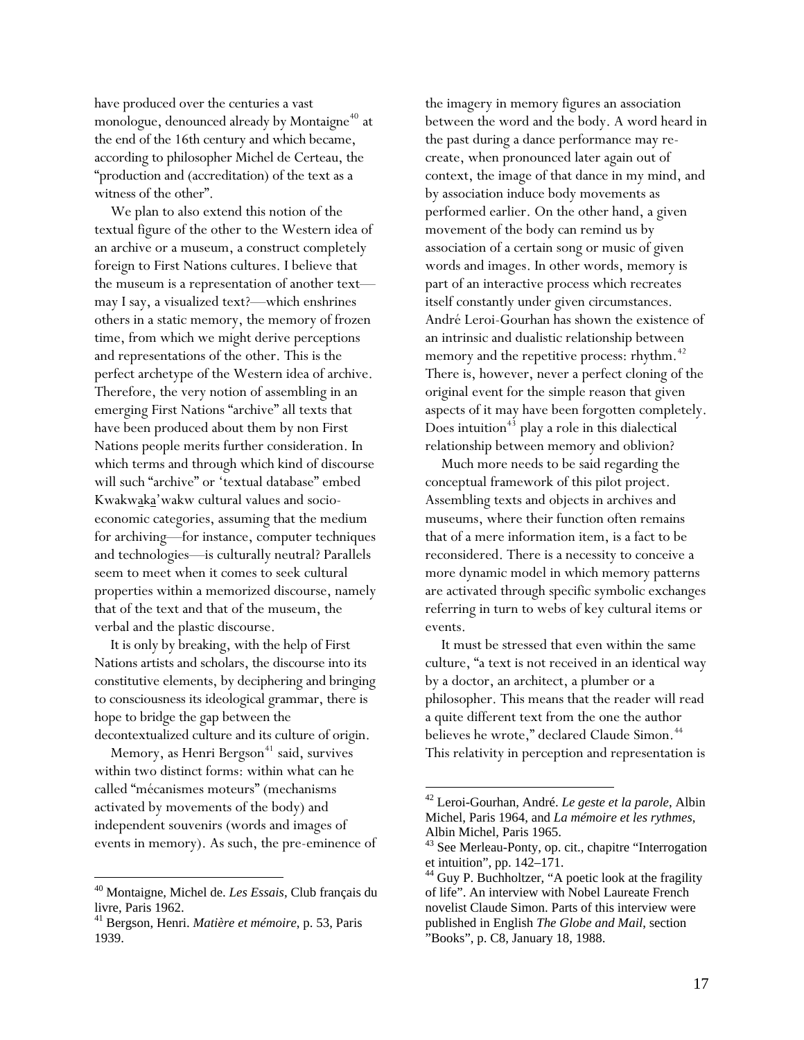have produced over the centuries a vast monologue, denounced already by Montaigne[40] at the end of the 16th century and which became, according to philosopher Michel de Certeau, the "production and (accreditation) of the text as a witness of the other".

We plan to also extend this notion of the textual figure of the other to the Western idea of an archive or a museum, a construct completely foreign to First Nations cultures. I believe that the museum is a representation of another text—may I say, a visualized text?—which enshrines others in a static memory, the memory of frozen time, from which we might derive perceptions and representations of the other. This is the perfect archetype of the Western idea of archive. Therefore, the very notion of assembling in an emerging First Nations "archive" all texts that have been produced about them by non First Nations people merits further consideration. In which terms and through which kind of discourse will such "archive" or 'textual database" embed Kwakwa̱ka̱'wakw cultural values and socio-economic categories, assuming that the medium for archiving—for instance, computer techniques and technologies—is culturally neutral? Parallels seem to meet when it comes to seek cultural properties within a memorized discourse, namely that of the text and that of the museum, the verbal and the plastic discourse.

It is only by breaking, with the help of First Nations artists and scholars, the discourse into its constitutive elements, by deciphering and bringing to consciousness its ideological grammar, there is hope to bridge the gap between the decontextualized culture and its culture of origin.

Memory, as Henri Bergson[41] said, survives within two distinct forms: within what can he called "mécanismes moteurs" (mechanisms activated by movements of the body) and independent souvenirs (words and images of events in memory). As such, the pre-eminence of the imagery in memory figures an association between the word and the body. A word heard in the past during a dance performance may re-create, when pronounced later again out of context, the image of that dance in my mind, and by association induce body movements as performed earlier. On the other hand, a given movement of the body can remind us by association of a certain song or music of given words and images. In other words, memory is part of an interactive process which recreates itself constantly under given circumstances. André Leroi-Gourhan has shown the existence of an intrinsic and dualistic relationship between memory and the repetitive process: rhythm.[42] There is, however, never a perfect cloning of the original event for the simple reason that given aspects of it may have been forgotten completely. Does intuition[43] play a role in this dialectical relationship between memory and oblivion?

Much more needs to be said regarding the conceptual framework of this pilot project. Assembling texts and objects in archives and museums, where their function often remains that of a mere information item, is a fact to be reconsidered. There is a necessity to conceive a more dynamic model in which memory patterns are activated through specific symbolic exchanges referring in turn to webs of key cultural items or events.

It must be stressed that even within the same culture, "a text is not received in an identical way by a doctor, an architect, a plumber or a philosopher. This means that the reader will read a quite different text from the one the author believes he wrote," declared Claude Simon.[44] This relativity in perception and representation is

---

[40] Montaigne, Michel de. *Les Essais*, Club français du livre, Paris 1962.

[41] Bergson, Henri. *Matière et mémoire*, p. 53, Paris 1939.

[42] Leroi-Gourhan, André. *Le geste et la parole*, Albin Michel, Paris 1964, and *La mémoire et les rythmes*, Albin Michel, Paris 1965.

[43] See Merleau-Ponty, op. cit., chapitre "Interrogation et intuition", pp. 142–171.

[44] Guy P. Buchholtzer, "A poetic look at the fragility of life". An interview with Nobel Laureate French novelist Claude Simon. Parts of this interview were published in English *The Globe and Mail*, section "Books", p. C8, January 18, 1988.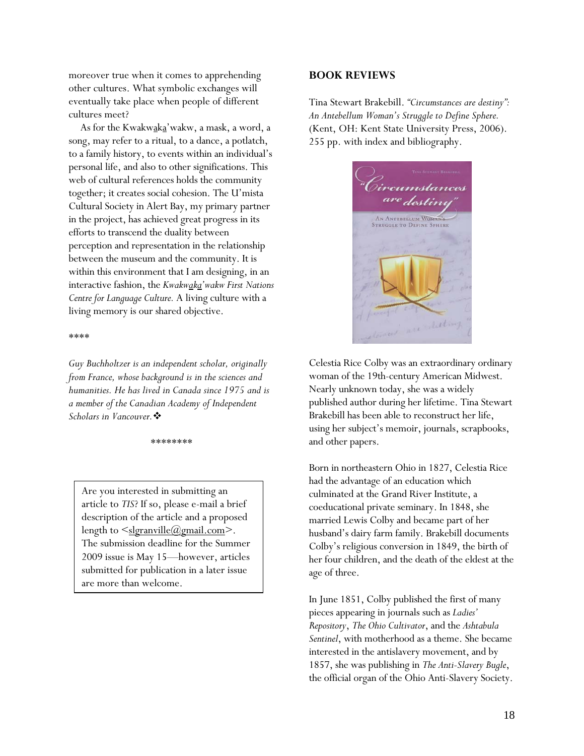moreover true when it comes to apprehending other cultures. What symbolic exchanges will eventually take place when people of different cultures meet?

As for the Kwakwaka'wakw, a mask, a word, a song, may refer to a ritual, to a dance, a potlatch, to a family history, to events within an individual's personal life, and also to other significations. This web of cultural references holds the community together; it creates social cohesion. The U'mista Cultural Society in Alert Bay, my primary partner in the project, has achieved great progress in its efforts to transcend the duality between perception and representation in the relationship between the museum and the community. It is within this environment that I am designing, in an interactive fashion, the *Kwakwaka'wakw First Nations Centre for Language Culture.* A living culture with a living memory is our shared objective.

****

*Guy Buchholtzer is an independent scholar, originally from France, whose background is in the sciences and humanities. He has lived in Canada since 1975 and is a member of the Canadian Academy of Independent Scholars in Vancouver.* ❖

********

Are you interested in submitting an article to *TIS*? If so, please e-mail a brief description of the article and a proposed length to <slgranville@gmail.com>. The submission deadline for the Summer 2009 issue is May 15—however, articles submitted for publication in a later issue are more than welcome.

## BOOK REVIEWS

Tina Stewart Brakebill. *"Circumstances are destiny": An Antebellum Woman's Struggle to Define Sphere.* (Kent, OH: Kent State University Press, 2006). 255 pp. with index and bibliography.

Celestia Rice Colby was an extraordinary ordinary woman of the 19th-century American Midwest. Nearly unknown today, she was a widely published author during her lifetime. Tina Stewart Brakebill has been able to reconstruct her life, using her subject's memoir, journals, scrapbooks, and other papers.

Born in northeastern Ohio in 1827, Celestia Rice had the advantage of an education which culminated at the Grand River Institute, a coeducational private seminary. In 1848, she married Lewis Colby and became part of her husband's dairy farm family. Brakebill documents Colby's religious conversion in 1849, the birth of her four children, and the death of the eldest at the age of three.

In June 1851, Colby published the first of many pieces appearing in journals such as *Ladies' Repository*, *The Ohio Cultivator*, and the *Ashtabula Sentinel*, with motherhood as a theme. She became interested in the antislavery movement, and by 1857, she was publishing in *The Anti-Slavery Bugle*, the official organ of the Ohio Anti-Slavery Society.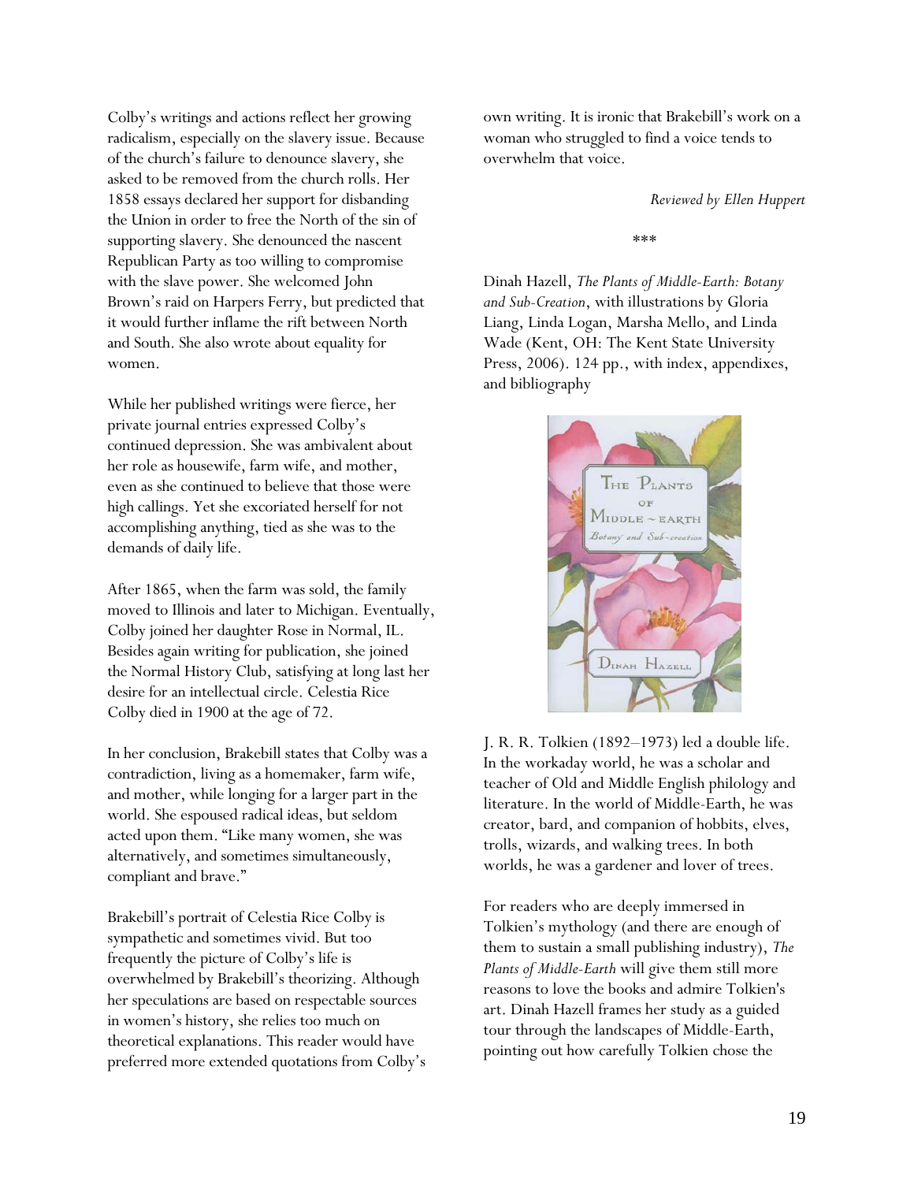Colby's writings and actions reflect her growing radicalism, especially on the slavery issue. Because of the church's failure to denounce slavery, she asked to be removed from the church rolls. Her 1858 essays declared her support for disbanding the Union in order to free the North of the sin of supporting slavery. She denounced the nascent Republican Party as too willing to compromise with the slave power. She welcomed John Brown's raid on Harpers Ferry, but predicted that it would further inflame the rift between North and South. She also wrote about equality for women.

While her published writings were fierce, her private journal entries expressed Colby's continued depression. She was ambivalent about her role as housewife, farm wife, and mother, even as she continued to believe that those were high callings. Yet she excoriated herself for not accomplishing anything, tied as she was to the demands of daily life.

After 1865, when the farm was sold, the family moved to Illinois and later to Michigan. Eventually, Colby joined her daughter Rose in Normal, IL. Besides again writing for publication, she joined the Normal History Club, satisfying at long last her desire for an intellectual circle. Celestia Rice Colby died in 1900 at the age of 72.

In her conclusion, Brakebill states that Colby was a contradiction, living as a homemaker, farm wife, and mother, while longing for a larger part in the world. She espoused radical ideas, but seldom acted upon them. "Like many women, she was alternatively, and sometimes simultaneously, compliant and brave."

Brakebill's portrait of Celestia Rice Colby is sympathetic and sometimes vivid. But too frequently the picture of Colby's life is overwhelmed by Brakebill's theorizing. Although her speculations are based on respectable sources in women's history, she relies too much on theoretical explanations. This reader would have preferred more extended quotations from Colby's own writing. It is ironic that Brakebill's work on a woman who struggled to find a voice tends to overwhelm that voice.

*Reviewed by Ellen Huppert*

***

Dinah Hazell, *The Plants of Middle-Earth: Botany and Sub-Creation*, with illustrations by Gloria Liang, Linda Logan, Marsha Mello, and Linda Wade (Kent, OH: The Kent State University Press, 2006). 124 pp., with index, appendixes, and bibliography

J. R. R. Tolkien (1892–1973) led a double life. In the workaday world, he was a scholar and teacher of Old and Middle English philology and literature. In the world of Middle-Earth, he was creator, bard, and companion of hobbits, elves, trolls, wizards, and walking trees. In both worlds, he was a gardener and lover of trees.

For readers who are deeply immersed in Tolkien's mythology (and there are enough of them to sustain a small publishing industry), *The Plants of Middle-Earth* will give them still more reasons to love the books and admire Tolkien's art. Dinah Hazell frames her study as a guided tour through the landscapes of Middle-Earth, pointing out how carefully Tolkien chose the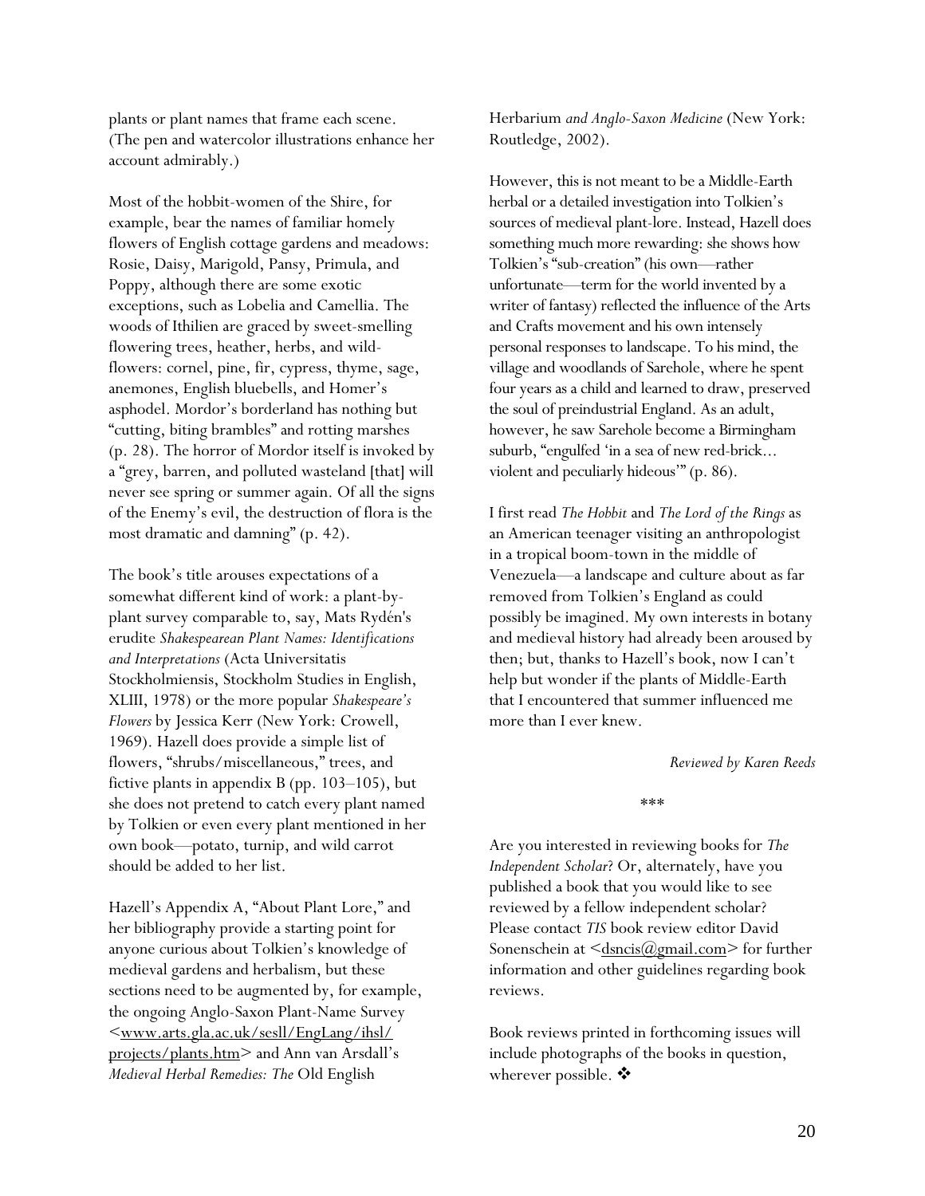plants or plant names that frame each scene. (The pen and watercolor illustrations enhance her account admirably.)

Most of the hobbit-women of the Shire, for example, bear the names of familiar homely flowers of English cottage gardens and meadows: Rosie, Daisy, Marigold, Pansy, Primula, and Poppy, although there are some exotic exceptions, such as Lobelia and Camellia. The woods of Ithilien are graced by sweet-smelling flowering trees, heather, herbs, and wild-flowers: cornel, pine, fir, cypress, thyme, sage, anemones, English bluebells, and Homer's asphodel. Mordor's borderland has nothing but "cutting, biting brambles" and rotting marshes (p. 28). The horror of Mordor itself is invoked by a "grey, barren, and polluted wasteland [that] will never see spring or summer again. Of all the signs of the Enemy's evil, the destruction of flora is the most dramatic and damning" (p. 42).

The book's title arouses expectations of a somewhat different kind of work: a plant-by-plant survey comparable to, say, Mats Rydén's erudite *Shakespearean Plant Names: Identifications and Interpretations* (Acta Universitatis Stockholmiensis, Stockholm Studies in English, XLIII, 1978) or the more popular *Shakespeare's Flowers* by Jessica Kerr (New York: Crowell, 1969). Hazell does provide a simple list of flowers, "shrubs/miscellaneous," trees, and fictive plants in appendix B (pp. 103–105), but she does not pretend to catch every plant named by Tolkien or even every plant mentioned in her own book—potato, turnip, and wild carrot should be added to her list.

Hazell's Appendix A, "About Plant Lore," and her bibliography provide a starting point for anyone curious about Tolkien's knowledge of medieval gardens and herbalism, but these sections need to be augmented by, for example, the ongoing Anglo-Saxon Plant-Name Survey <www.arts.gla.ac.uk/sesll/EngLang/ihsl/projects/plants.htm> and Ann van Arsdall's *Medieval Herbal Remedies: The* Old English Herbarium *and Anglo-Saxon Medicine* (New York: Routledge, 2002).

However, this is not meant to be a Middle-Earth herbal or a detailed investigation into Tolkien's sources of medieval plant-lore. Instead, Hazell does something much more rewarding: she shows how Tolkien's "sub-creation" (his own—rather unfortunate—term for the world invented by a writer of fantasy) reflected the influence of the Arts and Crafts movement and his own intensely personal responses to landscape. To his mind, the village and woodlands of Sarehole, where he spent four years as a child and learned to draw, preserved the soul of preindustrial England. As an adult, however, he saw Sarehole become a Birmingham suburb, "engulfed 'in a sea of new red-brick... violent and peculiarly hideous'" (p. 86).

I first read *The Hobbit* and *The Lord of the Rings* as an American teenager visiting an anthropologist in a tropical boom-town in the middle of Venezuela—a landscape and culture about as far removed from Tolkien's England as could possibly be imagined. My own interests in botany and medieval history had already been aroused by then; but, thanks to Hazell's book, now I can't help but wonder if the plants of Middle-Earth that I encountered that summer influenced me more than I ever knew.

*Reviewed by Karen Reeds*

\*\*\*

Are you interested in reviewing books for *The Independent Scholar*? Or, alternately, have you published a book that you would like to see reviewed by a fellow independent scholar? Please contact *TIS* book review editor David Sonenschein at <dsncis@gmail.com> for further information and other guidelines regarding book reviews.

Book reviews printed in forthcoming issues will include photographs of the books in question, wherever possible. ❖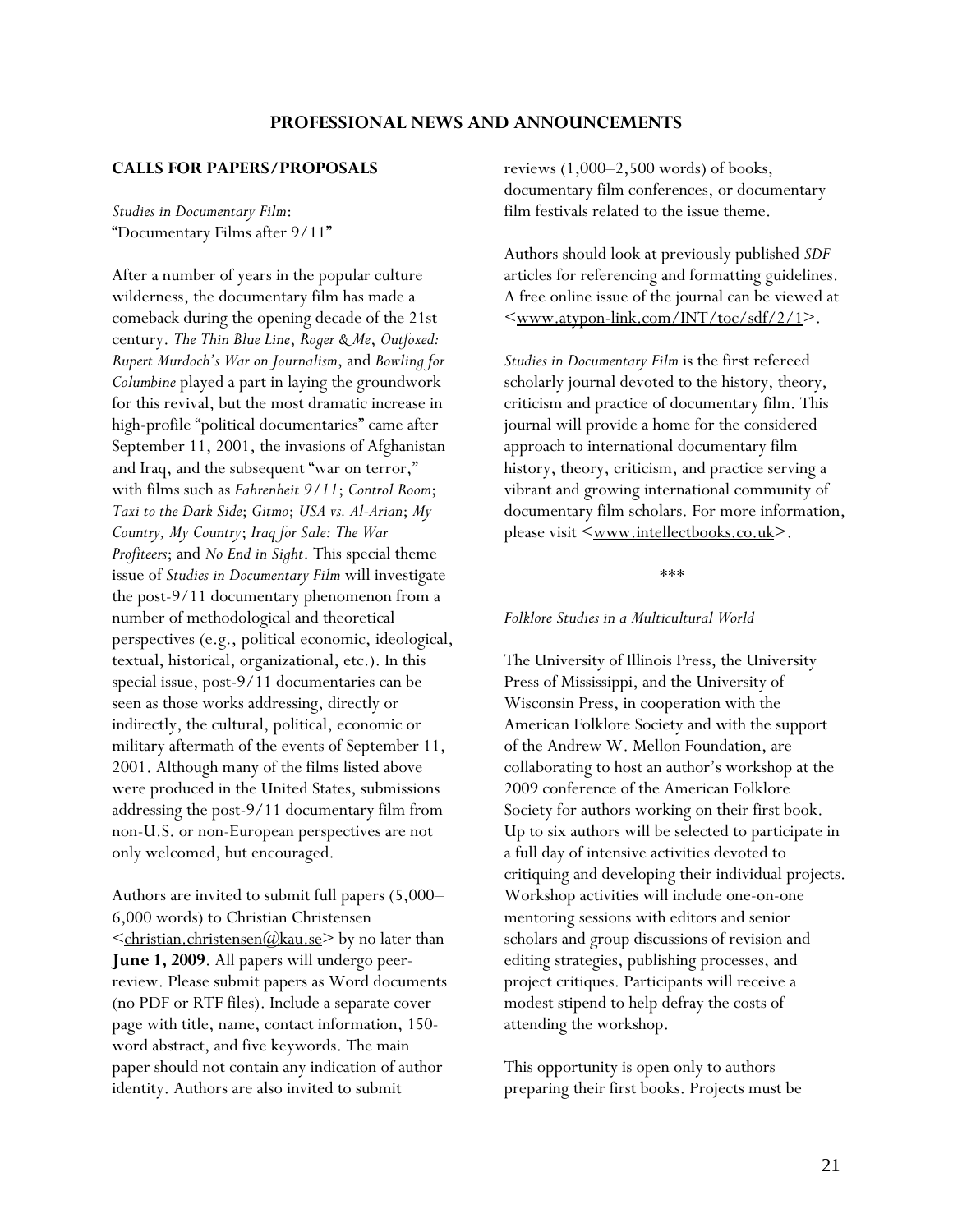# PROFESSIONAL NEWS AND ANNOUNCEMENTS

## CALLS FOR PAPERS/PROPOSALS

*Studies in Documentary Film*:
"Documentary Films after 9/11"

After a number of years in the popular culture wilderness, the documentary film has made a comeback during the opening decade of the 21st century. *The Thin Blue Line*, *Roger & Me*, *Outfoxed: Rupert Murdoch's War on Journalism*, and *Bowling for Columbine* played a part in laying the groundwork for this revival, but the most dramatic increase in high-profile "political documentaries" came after September 11, 2001, the invasions of Afghanistan and Iraq, and the subsequent "war on terror," with films such as *Fahrenheit 9/11*; *Control Room*; *Taxi to the Dark Side*; *Gitmo*; *USA vs. Al-Arian*; *My Country, My Country*; *Iraq for Sale: The War Profiteers*; and *No End in Sight*. This special theme issue of *Studies in Documentary Film* will investigate the post-9/11 documentary phenomenon from a number of methodological and theoretical perspectives (e.g., political economic, ideological, textual, historical, organizational, etc.). In this special issue, post-9/11 documentaries can be seen as those works addressing, directly or indirectly, the cultural, political, economic or military aftermath of the events of September 11, 2001. Although many of the films listed above were produced in the United States, submissions addressing the post-9/11 documentary film from non-U.S. or non-European perspectives are not only welcomed, but encouraged.

Authors are invited to submit full papers (5,000–6,000 words) to Christian Christensen <christian.christensen@kau.se> by no later than **June 1, 2009**. All papers will undergo peer-review. Please submit papers as Word documents (no PDF or RTF files). Include a separate cover page with title, name, contact information, 150-word abstract, and five keywords. The main paper should not contain any indication of author identity. Authors are also invited to submit reviews (1,000–2,500 words) of books, documentary film conferences, or documentary film festivals related to the issue theme.

Authors should look at previously published *SDF* articles for referencing and formatting guidelines. A free online issue of the journal can be viewed at <www.atypon-link.com/INT/toc/sdf/2/1>.

*Studies in Documentary Film* is the first refereed scholarly journal devoted to the history, theory, criticism and practice of documentary film. This journal will provide a home for the considered approach to international documentary film history, theory, criticism, and practice serving a vibrant and growing international community of documentary film scholars. For more information, please visit <www.intellectbooks.co.uk>.

\*\*\*

*Folklore Studies in a Multicultural World*

The University of Illinois Press, the University Press of Mississippi, and the University of Wisconsin Press, in cooperation with the American Folklore Society and with the support of the Andrew W. Mellon Foundation, are collaborating to host an author's workshop at the 2009 conference of the American Folklore Society for authors working on their first book. Up to six authors will be selected to participate in a full day of intensive activities devoted to critiquing and developing their individual projects. Workshop activities will include one-on-one mentoring sessions with editors and senior scholars and group discussions of revision and editing strategies, publishing processes, and project critiques. Participants will receive a modest stipend to help defray the costs of attending the workshop.

This opportunity is open only to authors preparing their first books. Projects must be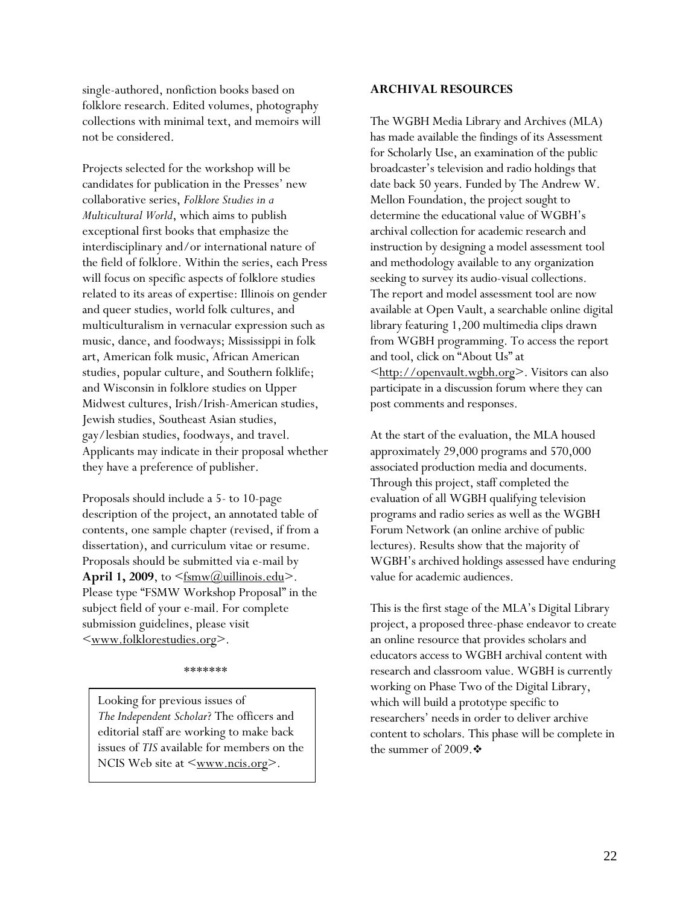single-authored, nonfiction books based on folklore research. Edited volumes, photography collections with minimal text, and memoirs will not be considered.

Projects selected for the workshop will be candidates for publication in the Presses' new collaborative series, *Folklore Studies in a Multicultural World*, which aims to publish exceptional first books that emphasize the interdisciplinary and/or international nature of the field of folklore. Within the series, each Press will focus on specific aspects of folklore studies related to its areas of expertise: Illinois on gender and queer studies, world folk cultures, and multiculturalism in vernacular expression such as music, dance, and foodways; Mississippi in folk art, American folk music, African American studies, popular culture, and Southern folklife; and Wisconsin in folklore studies on Upper Midwest cultures, Irish/Irish-American studies, Jewish studies, Southeast Asian studies, gay/lesbian studies, foodways, and travel. Applicants may indicate in their proposal whether they have a preference of publisher.

Proposals should include a 5- to 10-page description of the project, an annotated table of contents, one sample chapter (revised, if from a dissertation), and curriculum vitae or resume. Proposals should be submitted via e-mail by **April 1, 2009**, to <fsmw@uillinois.edu>. Please type "FSMW Workshop Proposal" in the subject field of your e-mail. For complete submission guidelines, please visit <www.folklorestudies.org>.

\*\*\*\*\*\*\*

Looking for previous issues of *The Independent Scholar*? The officers and editorial staff are working to make back issues of *TIS* available for members on the NCIS Web site at <www.ncis.org>.

## ARCHIVAL RESOURCES

The WGBH Media Library and Archives (MLA) has made available the findings of its Assessment for Scholarly Use, an examination of the public broadcaster's television and radio holdings that date back 50 years. Funded by The Andrew W. Mellon Foundation, the project sought to determine the educational value of WGBH's archival collection for academic research and instruction by designing a model assessment tool and methodology available to any organization seeking to survey its audio-visual collections. The report and model assessment tool are now available at Open Vault, a searchable online digital library featuring 1,200 multimedia clips drawn from WGBH programming. To access the report and tool, click on "About Us" at <http://openvault.wgbh.org>. Visitors can also participate in a discussion forum where they can post comments and responses.

At the start of the evaluation, the MLA housed approximately 29,000 programs and 570,000 associated production media and documents. Through this project, staff completed the evaluation of all WGBH qualifying television programs and radio series as well as the WGBH Forum Network (an online archive of public lectures). Results show that the majority of WGBH's archived holdings assessed have enduring value for academic audiences.

This is the first stage of the MLA's Digital Library project, a proposed three-phase endeavor to create an online resource that provides scholars and educators access to WGBH archival content with research and classroom value. WGBH is currently working on Phase Two of the Digital Library, which will build a prototype specific to researchers' needs in order to deliver archive content to scholars. This phase will be complete in the summer of 2009.❖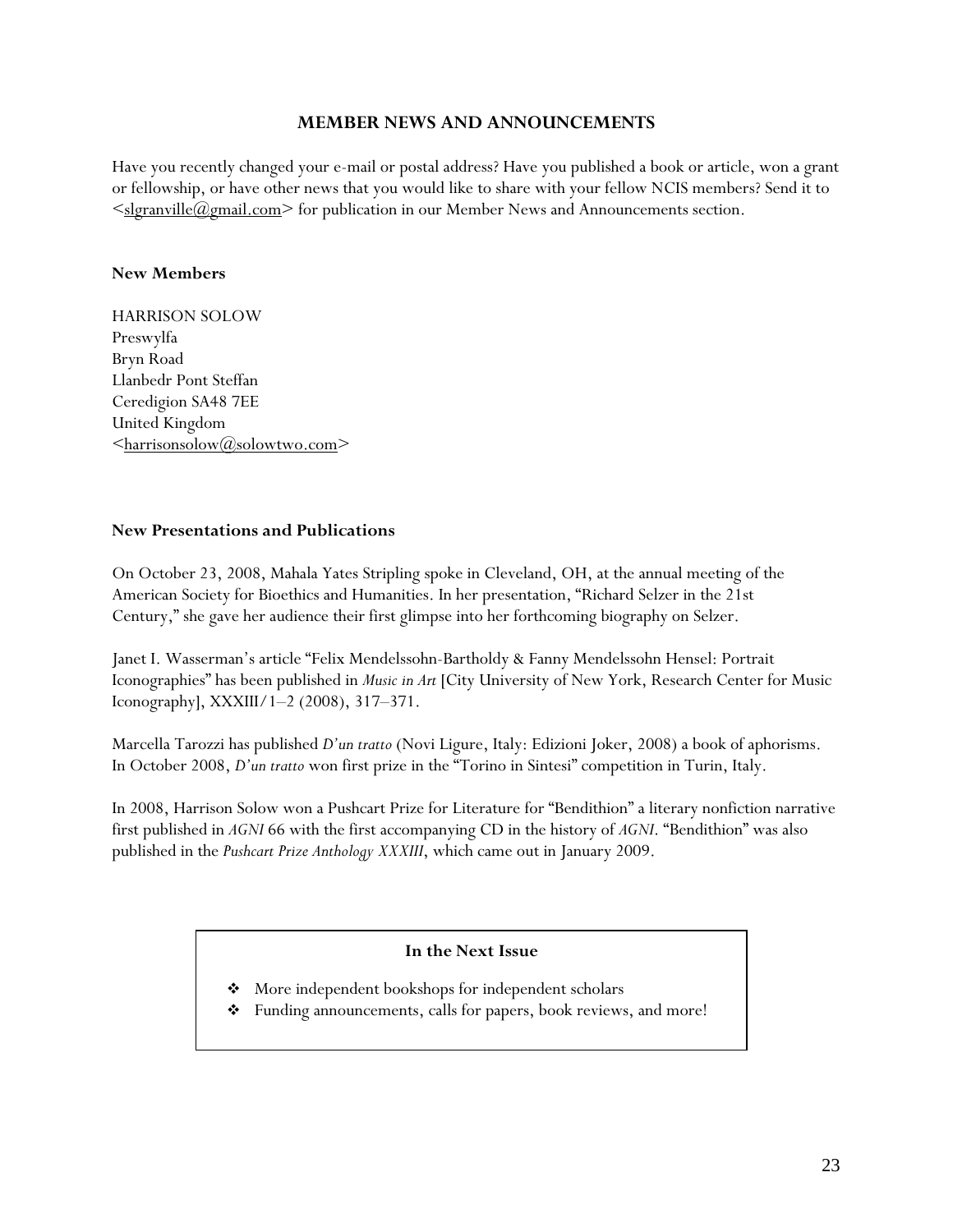## MEMBER NEWS AND ANNOUNCEMENTS

Have you recently changed your e-mail or postal address? Have you published a book or article, won a grant or fellowship, or have other news that you would like to share with your fellow NCIS members? Send it to <slgranville@gmail.com> for publication in our Member News and Announcements section.

### New Members

HARRISON SOLOW  
Preswylfa  
Bryn Road  
Llanbedr Pont Steffan  
Ceredigion SA48 7EE  
United Kingdom  
<harrisonsolow@solowtwo.com>

### New Presentations and Publications

On October 23, 2008, Mahala Yates Stripling spoke in Cleveland, OH, at the annual meeting of the American Society for Bioethics and Humanities. In her presentation, "Richard Selzer in the 21st Century," she gave her audience their first glimpse into her forthcoming biography on Selzer.

Janet I. Wasserman's article "Felix Mendelssohn-Bartholdy & Fanny Mendelssohn Hensel: Portrait Iconographies" has been published in *Music in Art* [City University of New York, Research Center for Music Iconography], XXXIII/1–2 (2008), 317–371.

Marcella Tarozzi has published *D'un tratto* (Novi Ligure, Italy: Edizioni Joker, 2008) a book of aphorisms. In October 2008, *D'un tratto* won first prize in the "Torino in Sintesi" competition in Turin, Italy.

In 2008, Harrison Solow won a Pushcart Prize for Literature for "Bendithion" a literary nonfiction narrative first published in *AGNI* 66 with the first accompanying CD in the history of *AGNI*. "Bendithion" was also published in the *Pushcart Prize Anthology XXXIII*, which came out in January 2009.

**In the Next Issue**

- More independent bookshops for independent scholars
- Funding announcements, calls for papers, book reviews, and more!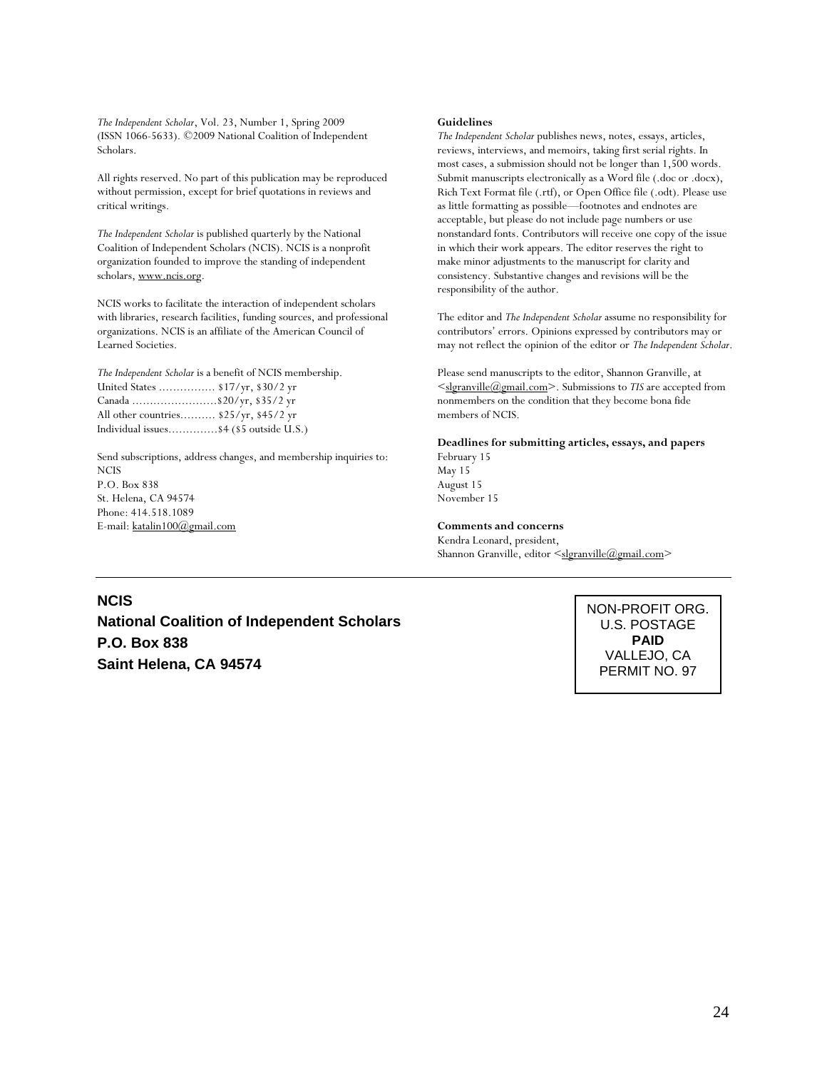*The Independent Scholar*, Vol. 23, Number 1, Spring 2009 (ISSN 1066-5633). ©2009 National Coalition of Independent Scholars.

All rights reserved. No part of this publication may be reproduced without permission, except for brief quotations in reviews and critical writings.

*The Independent Scholar* is published quarterly by the National Coalition of Independent Scholars (NCIS). NCIS is a nonprofit organization founded to improve the standing of independent scholars, www.ncis.org.

NCIS works to facilitate the interaction of independent scholars with libraries, research facilities, funding sources, and professional organizations. NCIS is an affiliate of the American Council of Learned Societies.

*The Independent Scholar* is a benefit of NCIS membership.
United States ................ $17/yr, $30/2 yr
Canada ........................$20/yr, $35/2 yr
All other countries.......... $25/yr, $45/2 yr
Individual issues.............$4 ($5 outside U.S.)

Send subscriptions, address changes, and membership inquiries to:
NCIS
P.O. Box 838
St. Helena, CA 94574
Phone: 414.518.1089
E-mail: katalin100@gmail.com

**Guidelines**

*The Independent Scholar* publishes news, notes, essays, articles, reviews, interviews, and memoirs, taking first serial rights. In most cases, a submission should not be longer than 1,500 words. Submit manuscripts electronically as a Word file (.doc or .docx), Rich Text Format file (.rtf), or Open Office file (.odt). Please use as little formatting as possible—footnotes and endnotes are acceptable, but please do not include page numbers or use nonstandard fonts. Contributors will receive one copy of the issue in which their work appears. The editor reserves the right to make minor adjustments to the manuscript for clarity and consistency. Substantive changes and revisions will be the responsibility of the author.

The editor and *The Independent Scholar* assume no responsibility for contributors' errors. Opinions expressed by contributors may or may not reflect the opinion of the editor or *The Independent Scholar*.

Please send manuscripts to the editor, Shannon Granville, at <slgranville@gmail.com>. Submissions to *TIS* are accepted from nonmembers on the condition that they become bona fide members of NCIS.

**Deadlines for submitting articles, essays, and papers**
February 15
May 15
August 15
November 15

**Comments and concerns**
Kendra Leonard, president,
Shannon Granville, editor <slgranville@gmail.com>

---

**NCIS**
**National Coalition of Independent Scholars**
**P.O. Box 838**
**Saint Helena, CA 94574**

NON-PROFIT ORG.
U.S. POSTAGE
**PAID**
VALLEJO, CA
PERMIT NO. 97